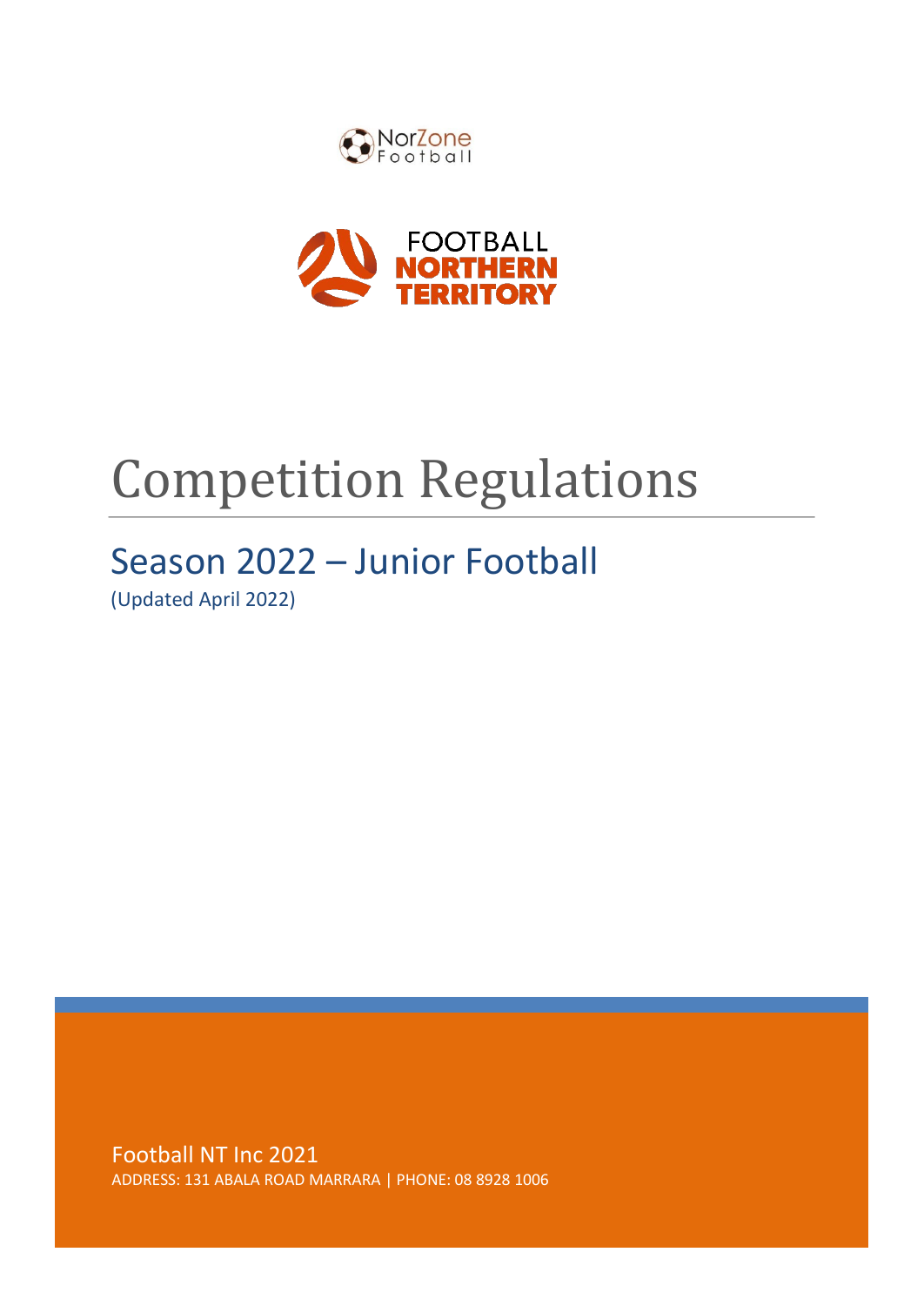NorZone Football

FOOTBALL NORTHERN TERRITORY

# Competition Regulations

## Season 2022 – Junior Football

(Updated April 2022)

Football NT Inc 2021

ADDRESS: 131 ABALA ROAD MARRARA | PHONE: 08 8928 1006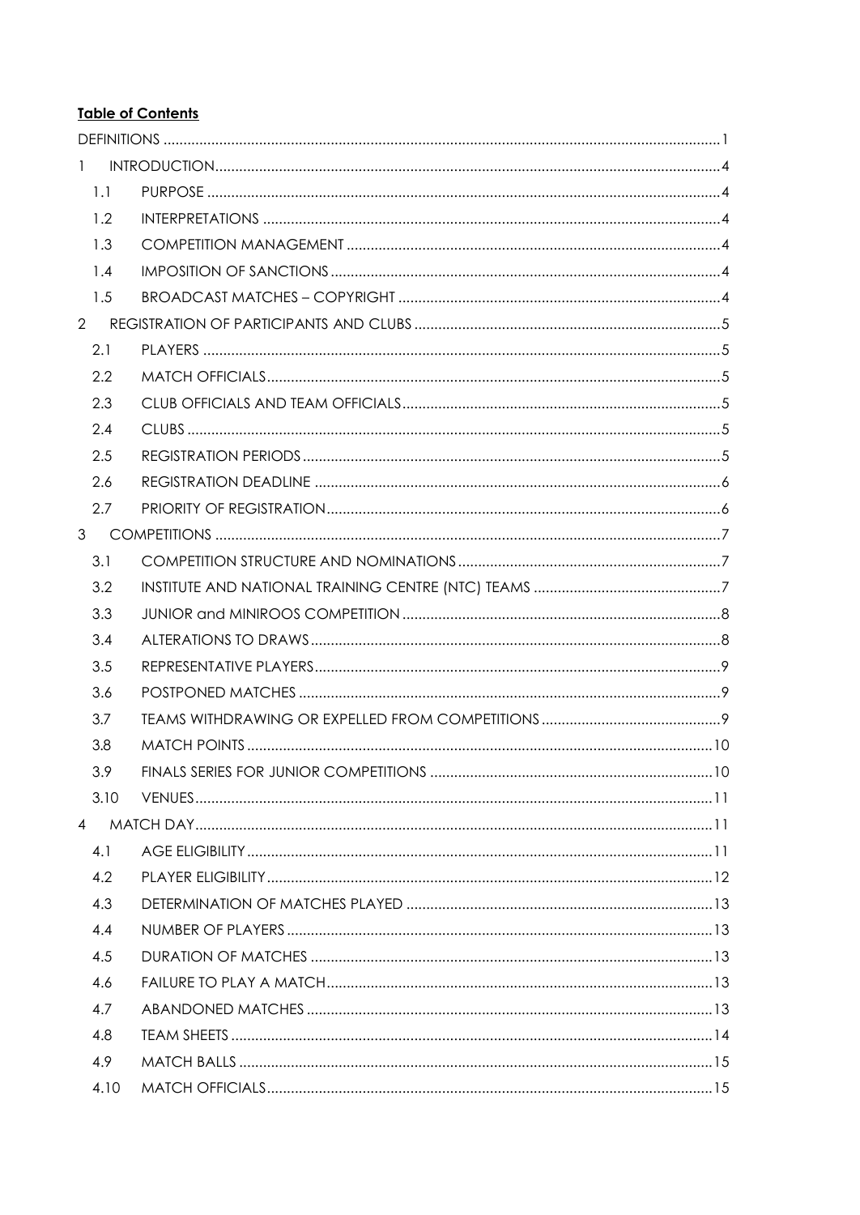**Table of Contents**

DEFINITIONS ..... 1

1 INTRODUCTION ..... 4

- 1.1 PURPOSE ..... 4
- 1.2 INTERPRETATIONS ..... 4
- 1.3 COMPETITION MANAGEMENT ..... 4
- 1.4 IMPOSITION OF SANCTIONS ..... 4
- 1.5 BROADCAST MATCHES – COPYRIGHT ..... 4

2 REGISTRATION OF PARTICIPANTS AND CLUBS ..... 5

- 2.1 PLAYERS ..... 5
- 2.2 MATCH OFFICIALS ..... 5
- 2.3 CLUB OFFICIALS AND TEAM OFFICIALS ..... 5
- 2.4 CLUBS ..... 5
- 2.5 REGISTRATION PERIODS ..... 5
- 2.6 REGISTRATION DEADLINE ..... 6
- 2.7 PRIORITY OF REGISTRATION ..... 6

3 COMPETITIONS ..... 7

- 3.1 COMPETITION STRUCTURE AND NOMINATIONS ..... 7
- 3.2 INSTITUTE AND NATIONAL TRAINING CENTRE (NTC) TEAMS ..... 7
- 3.3 JUNIOR and MINIROOS COMPETITION ..... 8
- 3.4 ALTERATIONS TO DRAWS ..... 8
- 3.5 REPRESENTATIVE PLAYERS ..... 9
- 3.6 POSTPONED MATCHES ..... 9
- 3.7 TEAMS WITHDRAWING OR EXPELLED FROM COMPETITIONS ..... 9
- 3.8 MATCH POINTS ..... 10
- 3.9 FINALS SERIES FOR JUNIOR COMPETITIONS ..... 10
- 3.10 VENUES ..... 11

4 MATCH DAY ..... 11

- 4.1 AGE ELIGIBILITY ..... 11
- 4.2 PLAYER ELIGIBILITY ..... 12
- 4.3 DETERMINATION OF MATCHES PLAYED ..... 13
- 4.4 NUMBER OF PLAYERS ..... 13
- 4.5 DURATION OF MATCHES ..... 13
- 4.6 FAILURE TO PLAY A MATCH ..... 13
- 4.7 ABANDONED MATCHES ..... 13
- 4.8 TEAM SHEETS ..... 14
- 4.9 MATCH BALLS ..... 15
- 4.10 MATCH OFFICIALS ..... 15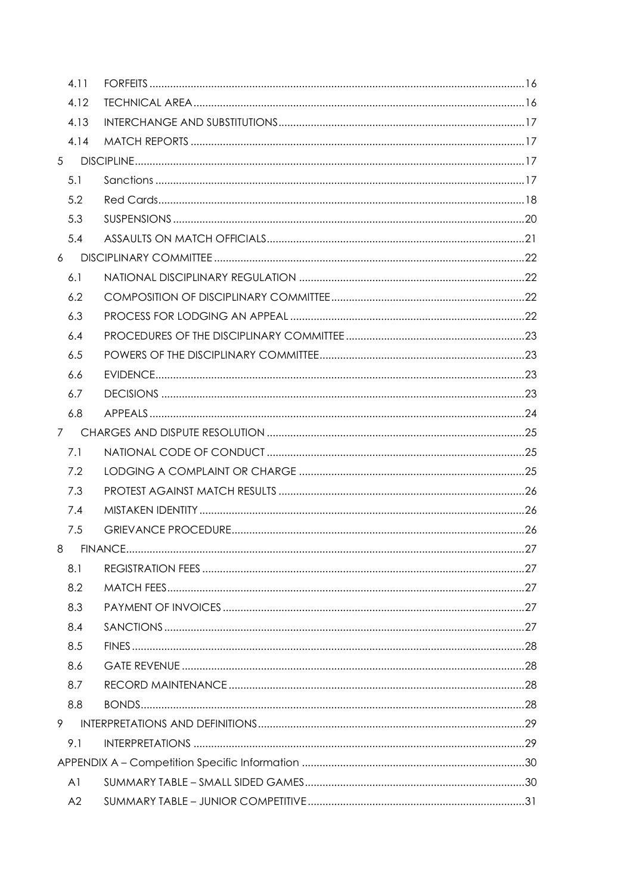| | | |
|---|---|---|
| 4.11 | FORFEITS | 16 |
| 4.12 | TECHNICAL AREA | 16 |
| 4.13 | INTERCHANGE AND SUBSTITUTIONS | 17 |
| 4.14 | MATCH REPORTS | 17 |
| 5 | DISCIPLINE | 17 |
| 5.1 | Sanctions | 17 |
| 5.2 | Red Cards | 18 |
| 5.3 | SUSPENSIONS | 20 |
| 5.4 | ASSAULTS ON MATCH OFFICIALS | 21 |
| 6 | DISCIPLINARY COMMITTEE | 22 |
| 6.1 | NATIONAL DISCIPLINARY REGULATION | 22 |
| 6.2 | COMPOSITION OF DISCIPLINARY COMMITTEE | 22 |
| 6.3 | PROCESS FOR LODGING AN APPEAL | 22 |
| 6.4 | PROCEDURES OF THE DISCIPLINARY COMMITTEE | 23 |
| 6.5 | POWERS OF THE DISCIPLINARY COMMITTEE | 23 |
| 6.6 | EVIDENCE | 23 |
| 6.7 | DECISIONS | 23 |
| 6.8 | APPEALS | 24 |
| 7 | CHARGES AND DISPUTE RESOLUTION | 25 |
| 7.1 | NATIONAL CODE OF CONDUCT | 25 |
| 7.2 | LODGING A COMPLAINT OR CHARGE | 25 |
| 7.3 | PROTEST AGAINST MATCH RESULTS | 26 |
| 7.4 | MISTAKEN IDENTITY | 26 |
| 7.5 | GRIEVANCE PROCEDURE | 26 |
| 8 | FINANCE | 27 |
| 8.1 | REGISTRATION FEES | 27 |
| 8.2 | MATCH FEES | 27 |
| 8.3 | PAYMENT OF INVOICES | 27 |
| 8.4 | SANCTIONS | 27 |
| 8.5 | FINES | 28 |
| 8.6 | GATE REVENUE | 28 |
| 8.7 | RECORD MAINTENANCE | 28 |
| 8.8 | BONDS | 28 |
| 9 | INTERPRETATIONS AND DEFINITIONS | 29 |
| 9.1 | INTERPRETATIONS | 29 |
| | APPENDIX A – Competition Specific Information | 30 |
| A1 | SUMMARY TABLE – SMALL SIDED GAMES | 30 |
| A2 | SUMMARY TABLE – JUNIOR COMPETITIVE | 31 |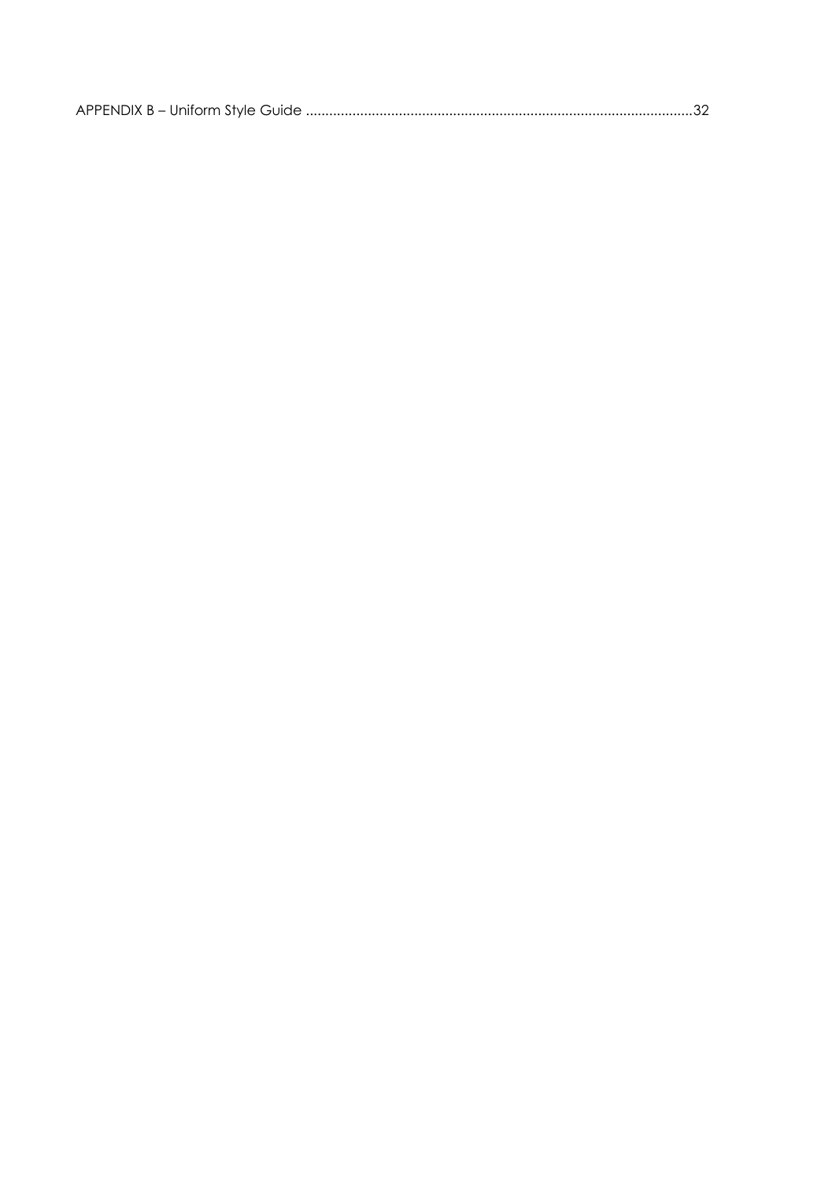APPENDIX B – Uniform Style Guide ....................................................................................................32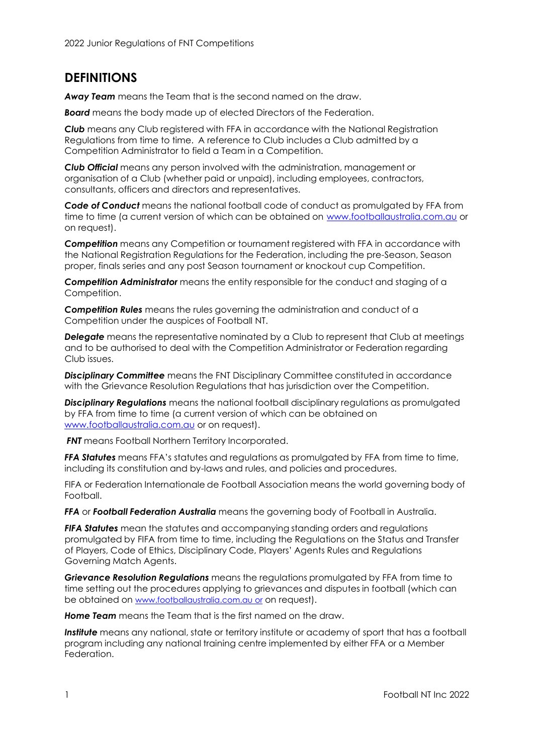## DEFINITIONS

***Away Team*** means the Team that is the second named on the draw.

***Board*** means the body made up of elected Directors of the Federation.

***Club*** means any Club registered with FFA in accordance with the National Registration Regulations from time to time. A reference to Club includes a Club admitted by a Competition Administrator to field a Team in a Competition.

***Club Official*** means any person involved with the administration, management or organisation of a Club (whether paid or unpaid), including employees, contractors, consultants, officers and directors and representatives.

***Code of Conduct*** means the national football code of conduct as promulgated by FFA from time to time (a current version of which can be obtained on www.footballaustralia.com.au or on request).

***Competition*** means any Competition or tournament registered with FFA in accordance with the National Registration Regulations for the Federation, including the pre-Season, Season proper, finals series and any post Season tournament or knockout cup Competition.

***Competition Administrator*** means the entity responsible for the conduct and staging of a Competition.

***Competition Rules*** means the rules governing the administration and conduct of a Competition under the auspices of Football NT.

***Delegate*** means the representative nominated by a Club to represent that Club at meetings and to be authorised to deal with the Competition Administrator or Federation regarding Club issues.

***Disciplinary Committee*** means the FNT Disciplinary Committee constituted in accordance with the Grievance Resolution Regulations that has jurisdiction over the Competition.

***Disciplinary Regulations*** means the national football disciplinary regulations as promulgated by FFA from time to time (a current version of which can be obtained on www.footballaustralia.com.au or on request).

***FNT*** means Football Northern Territory Incorporated.

***FFA Statutes*** means FFA's statutes and regulations as promulgated by FFA from time to time, including its constitution and by-laws and rules, and policies and procedures.

FIFA or Federation Internationale de Football Association means the world governing body of Football.

***FFA*** or ***Football Federation Australia*** means the governing body of Football in Australia.

***FIFA Statutes*** mean the statutes and accompanying standing orders and regulations promulgated by FIFA from time to time, including the Regulations on the Status and Transfer of Players, Code of Ethics, Disciplinary Code, Players' Agents Rules and Regulations Governing Match Agents.

***Grievance Resolution Regulations*** means the regulations promulgated by FFA from time to time setting out the procedures applying to grievances and disputes in football (which can be obtained on www.footballaustralia.com.au or on request).

***Home Team*** means the Team that is the first named on the draw.

***Institute*** means any national, state or territory institute or academy of sport that has a football program including any national training centre implemented by either FFA or a Member Federation.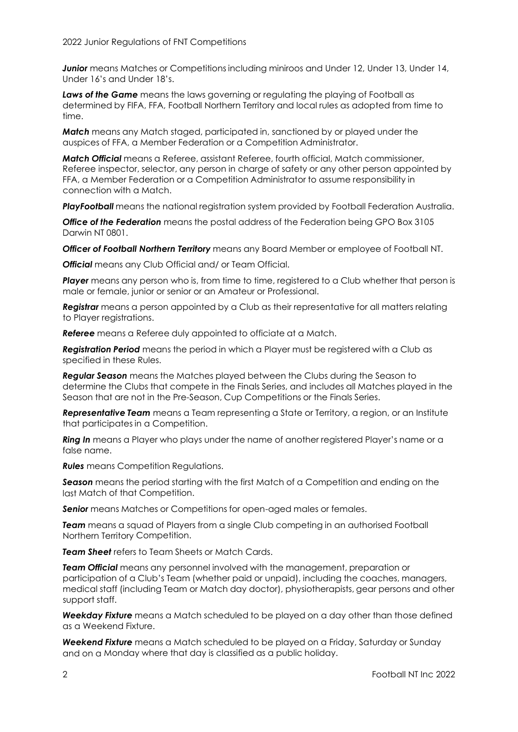***Junior*** means Matches or Competitions including miniroos and Under 12, Under 13, Under 14, Under 16's and Under 18's.

***Laws of the Game*** means the laws governing or regulating the playing of Football as determined by FIFA, FFA, Football Northern Territory and local rules as adopted from time to time.

***Match*** means any Match staged, participated in, sanctioned by or played under the auspices of FFA, a Member Federation or a Competition Administrator.

***Match Official*** means a Referee, assistant Referee, fourth official, Match commissioner, Referee inspector, selector, any person in charge of safety or any other person appointed by FFA, a Member Federation or a Competition Administrator to assume responsibility in connection with a Match.

***PlayFootball*** means the national registration system provided by Football Federation Australia.

***Office of the Federation*** means the postal address of the Federation being GPO Box 3105 Darwin NT 0801.

***Officer of Football Northern Territory*** means any Board Member or employee of Football NT.

***Official*** means any Club Official and/ or Team Official.

***Player*** means any person who is, from time to time, registered to a Club whether that person is male or female, junior or senior or an Amateur or Professional.

***Registrar*** means a person appointed by a Club as their representative for all matters relating to Player registrations.

***Referee*** means a Referee duly appointed to officiate at a Match.

***Registration Period*** means the period in which a Player must be registered with a Club as specified in these Rules.

***Regular Season*** means the Matches played between the Clubs during the Season to determine the Clubs that compete in the Finals Series, and includes all Matches played in the Season that are not in the Pre-Season, Cup Competitions or the Finals Series.

***Representative Team*** means a Team representing a State or Territory, a region, or an Institute that participates in a Competition.

***Ring In*** means a Player who plays under the name of another registered Player's name or a false name.

***Rules*** means Competition Regulations.

***Season*** means the period starting with the first Match of a Competition and ending on the last Match of that Competition.

***Senior*** means Matches or Competitions for open-aged males or females.

***Team*** means a squad of Players from a single Club competing in an authorised Football Northern Territory Competition.

***Team Sheet*** refers to Team Sheets or Match Cards.

***Team Official*** means any personnel involved with the management, preparation or participation of a Club's Team (whether paid or unpaid), including the coaches, managers, medical staff (including Team or Match day doctor), physiotherapists, gear persons and other support staff.

***Weekday Fixture*** means a Match scheduled to be played on a day other than those defined as a Weekend Fixture.

***Weekend Fixture*** means a Match scheduled to be played on a Friday, Saturday or Sunday and on a Monday where that day is classified as a public holiday.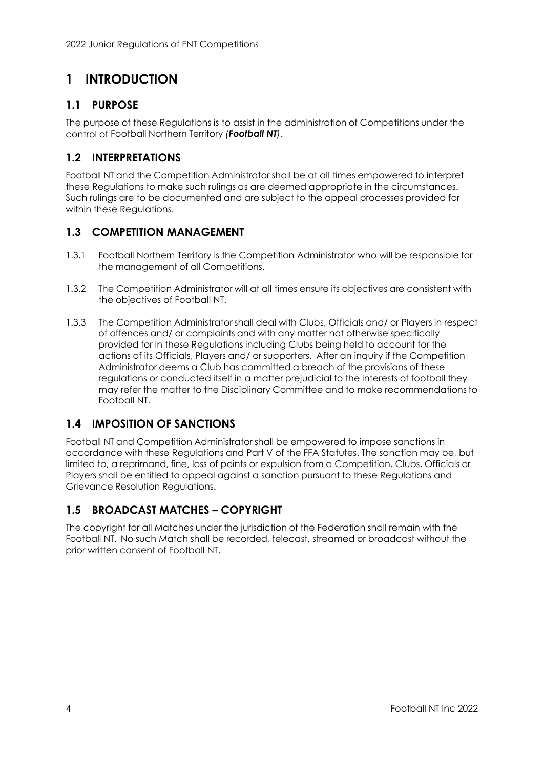# 1 INTRODUCTION

## 1.1 PURPOSE

The purpose of these Regulations is to assist in the administration of Competitions under the control of Football Northern Territory *(**Football NT**)*.

## 1.2 INTERPRETATIONS

Football NT and the Competition Administrator shall be at all times empowered to interpret these Regulations to make such rulings as are deemed appropriate in the circumstances. Such rulings are to be documented and are subject to the appeal processes provided for within these Regulations.

## 1.3 COMPETITION MANAGEMENT

1.3.1 Football Northern Territory is the Competition Administrator who will be responsible for the management of all Competitions.

1.3.2 The Competition Administrator will at all times ensure its objectives are consistent with the objectives of Football NT.

1.3.3 The Competition Administrator shall deal with Clubs, Officials and/ or Players in respect of offences and/ or complaints and with any matter not otherwise specifically provided for in these Regulations including Clubs being held to account for the actions of its Officials, Players and/ or supporters. After an inquiry if the Competition Administrator deems a Club has committed a breach of the provisions of these regulations or conducted itself in a matter prejudicial to the interests of football they may refer the matter to the Disciplinary Committee and to make recommendations to Football NT.

## 1.4 IMPOSITION OF SANCTIONS

Football NT and Competition Administrator shall be empowered to impose sanctions in accordance with these Regulations and Part V of the FFA Statutes. The sanction may be, but limited to, a reprimand, fine, loss of points or expulsion from a Competition. Clubs, Officials or Players shall be entitled to appeal against a sanction pursuant to these Regulations and Grievance Resolution Regulations.

## 1.5 BROADCAST MATCHES – COPYRIGHT

The copyright for all Matches under the jurisdiction of the Federation shall remain with the Football NT. No such Match shall be recorded, telecast, streamed or broadcast without the prior written consent of Football NT.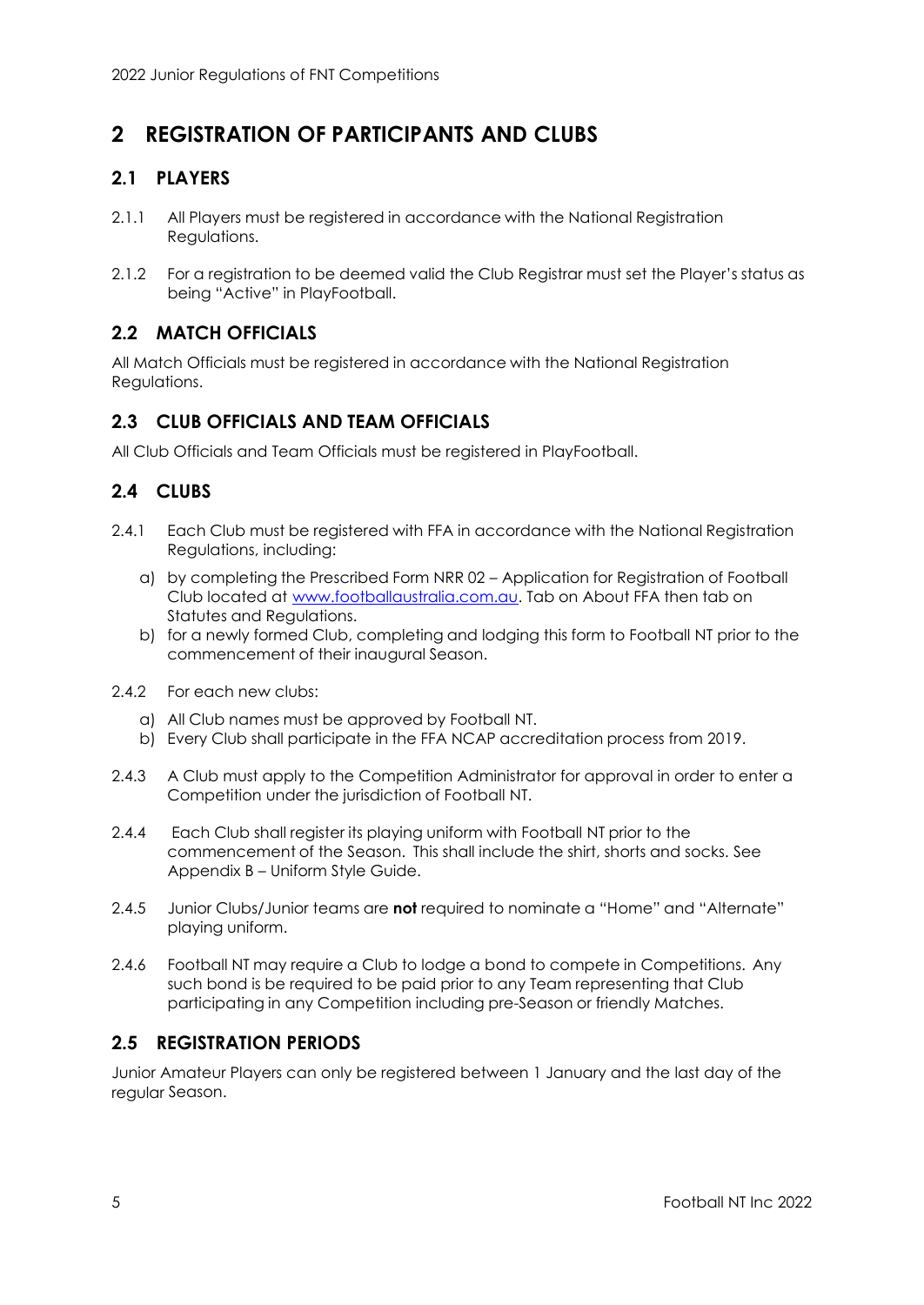# 2 REGISTRATION OF PARTICIPANTS AND CLUBS

## 2.1 PLAYERS

2.1.1 All Players must be registered in accordance with the National Registration Regulations.

2.1.2 For a registration to be deemed valid the Club Registrar must set the Player's status as being "Active" in PlayFootball.

## 2.2 MATCH OFFICIALS

All Match Officials must be registered in accordance with the National Registration Regulations.

## 2.3 CLUB OFFICIALS AND TEAM OFFICIALS

All Club Officials and Team Officials must be registered in PlayFootball.

## 2.4 CLUBS

2.4.1 Each Club must be registered with FFA in accordance with the National Registration Regulations, including:

a) by completing the Prescribed Form NRR 02 – Application for Registration of Football Club located at www.footballaustralia.com.au. Tab on About FFA then tab on Statutes and Regulations.

b) for a newly formed Club, completing and lodging this form to Football NT prior to the commencement of their inaugural Season.

2.4.2 For each new clubs:

a) All Club names must be approved by Football NT.

b) Every Club shall participate in the FFA NCAP accreditation process from 2019.

2.4.3 A Club must apply to the Competition Administrator for approval in order to enter a Competition under the jurisdiction of Football NT.

2.4.4 Each Club shall register its playing uniform with Football NT prior to the commencement of the Season. This shall include the shirt, shorts and socks. See Appendix B – Uniform Style Guide.

2.4.5 Junior Clubs/Junior teams are **not** required to nominate a "Home" and "Alternate" playing uniform.

2.4.6 Football NT may require a Club to lodge a bond to compete in Competitions. Any such bond is be required to be paid prior to any Team representing that Club participating in any Competition including pre-Season or friendly Matches.

## 2.5 REGISTRATION PERIODS

Junior Amateur Players can only be registered between 1 January and the last day of the regular Season.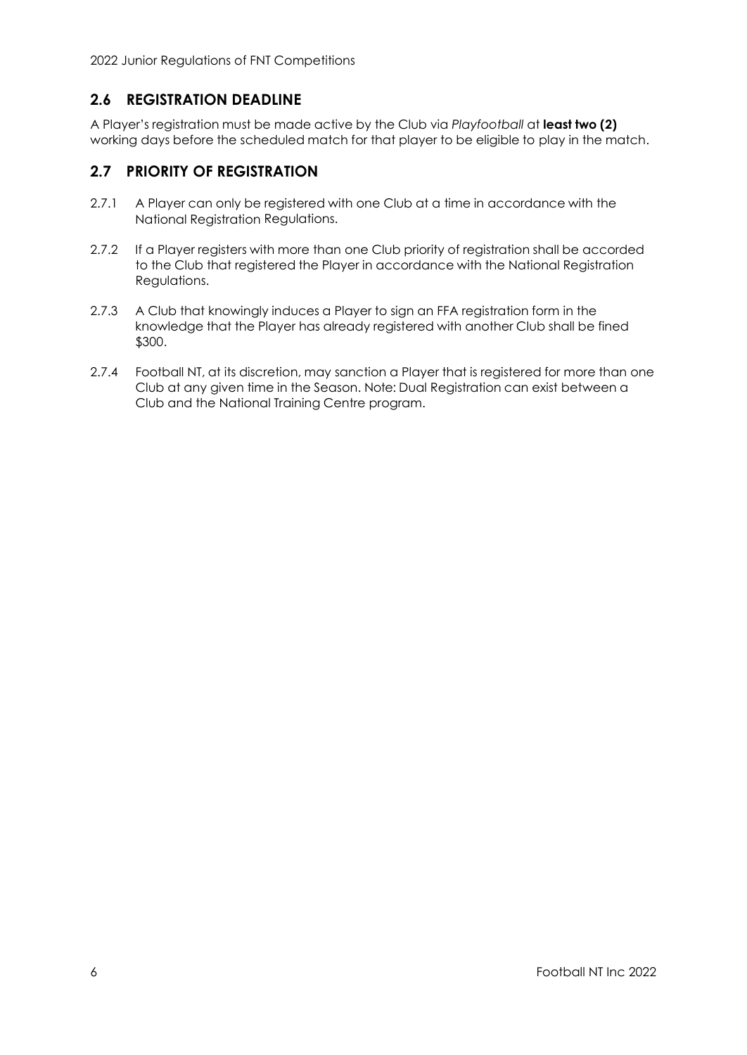## 2.6 REGISTRATION DEADLINE

A Player's registration must be made active by the Club via *Playfootball* at **least two (2)** working days before the scheduled match for that player to be eligible to play in the match.

## 2.7 PRIORITY OF REGISTRATION

2.7.1 A Player can only be registered with one Club at a time in accordance with the National Registration Regulations.

2.7.2 If a Player registers with more than one Club priority of registration shall be accorded to the Club that registered the Player in accordance with the National Registration Regulations.

2.7.3 A Club that knowingly induces a Player to sign an FFA registration form in the knowledge that the Player has already registered with another Club shall be fined $300.

2.7.4 Football NT, at its discretion, may sanction a Player that is registered for more than one Club at any given time in the Season. Note: Dual Registration can exist between a Club and the National Training Centre program.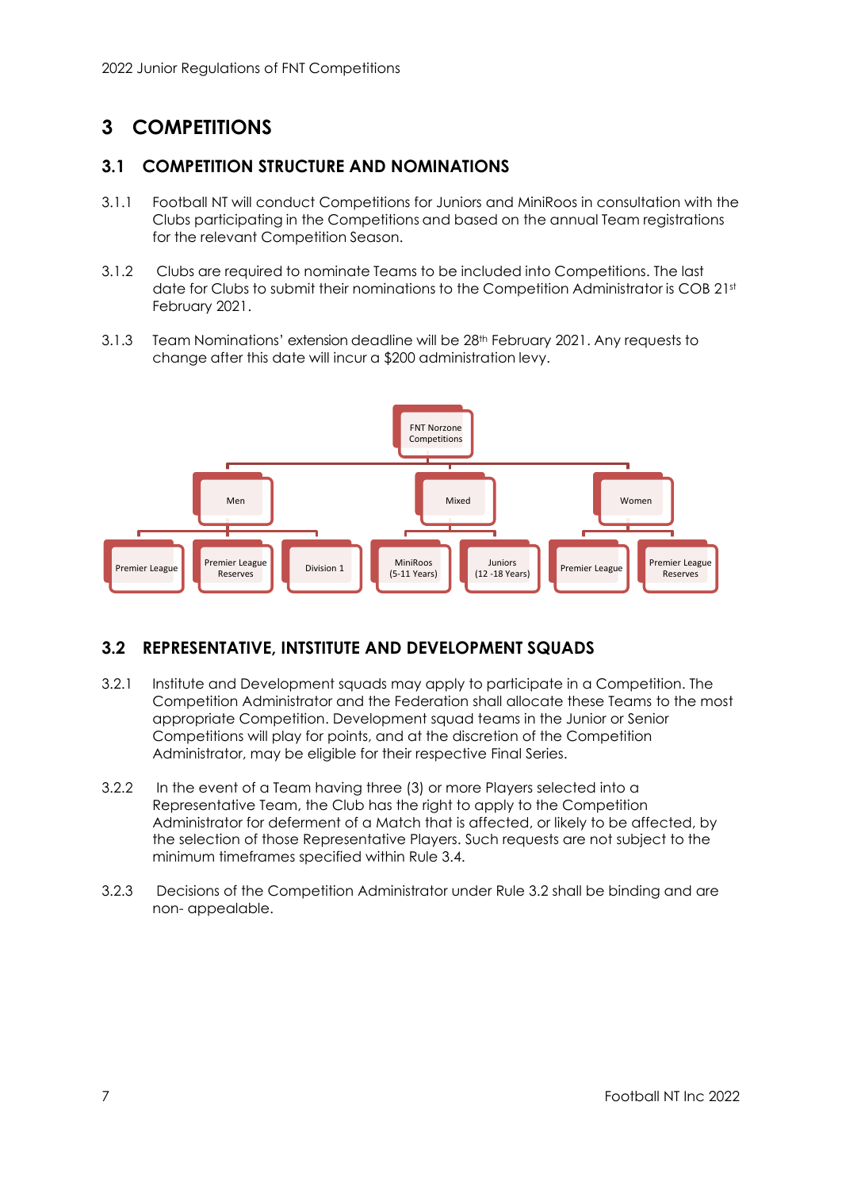# 3 COMPETITIONS

## 3.1 COMPETITION STRUCTURE AND NOMINATIONS

3.1.1 Football NT will conduct Competitions for Juniors and MiniRoos in consultation with the Clubs participating in the Competitions and based on the annual Team registrations for the relevant Competition Season.

3.1.2 Clubs are required to nominate Teams to be included into Competitions. The last date for Clubs to submit their nominations to the Competition Administrator is COB 21st February 2021.

3.1.3 Team Nominations' extension deadline will be 28th February 2021. Any requests to change after this date will incur a $200 administration levy.

- FNT Norzone Competitions
  - Men
    - Premier League
    - Premier League Reserves
    - Division 1
  - Mixed
    - MiniRoos (5-11 Years)
    - Juniors (12 -18 Years)
  - Women
    - Premier League
    - Premier League Reserves

## 3.2 REPRESENTATIVE, INTSTITUTE AND DEVELOPMENT SQUADS

3.2.1 Institute and Development squads may apply to participate in a Competition. The Competition Administrator and the Federation shall allocate these Teams to the most appropriate Competition. Development squad teams in the Junior or Senior Competitions will play for points, and at the discretion of the Competition Administrator, may be eligible for their respective Final Series.

3.2.2 In the event of a Team having three (3) or more Players selected into a Representative Team, the Club has the right to apply to the Competition Administrator for deferment of a Match that is affected, or likely to be affected, by the selection of those Representative Players. Such requests are not subject to the minimum timeframes specified within Rule 3.4.

3.2.3 Decisions of the Competition Administrator under Rule 3.2 shall be binding and are non- appealable.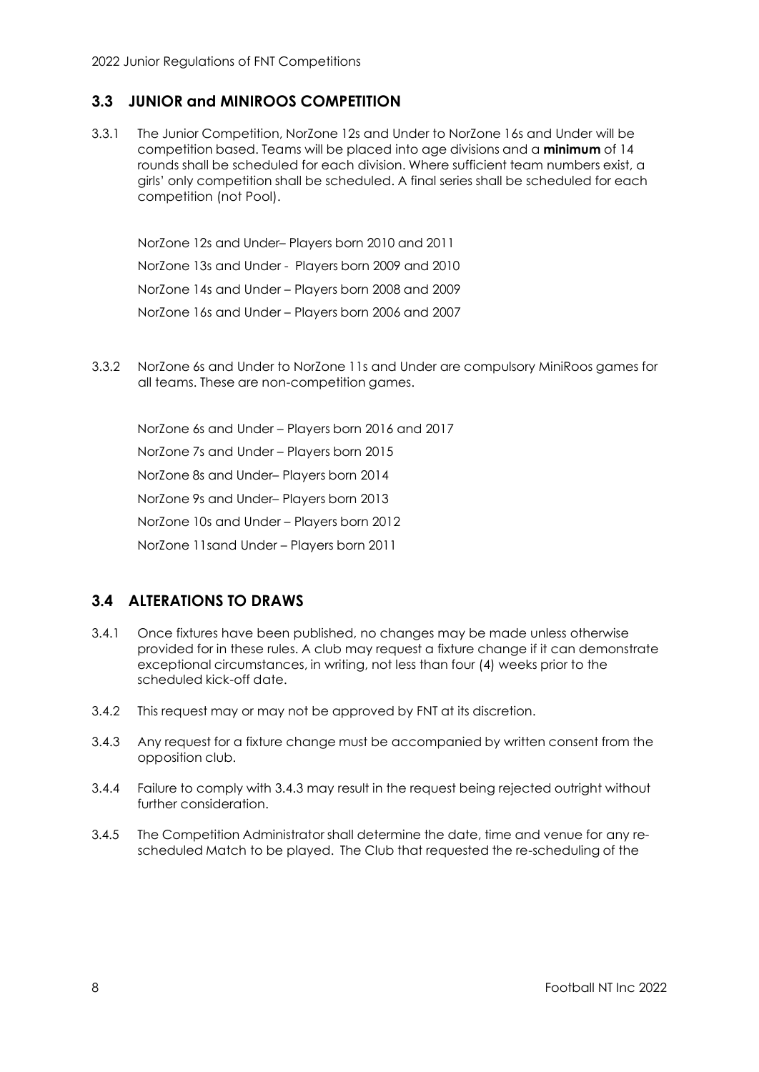## 3.3 JUNIOR and MINIROOS COMPETITION

3.3.1 The Junior Competition, NorZone 12s and Under to NorZone 16s and Under will be competition based. Teams will be placed into age divisions and a **minimum** of 14 rounds shall be scheduled for each division. Where sufficient team numbers exist, a girls' only competition shall be scheduled. A final series shall be scheduled for each competition (not Pool).

NorZone 12s and Under– Players born 2010 and 2011

NorZone 13s and Under - Players born 2009 and 2010

NorZone 14s and Under – Players born 2008 and 2009

NorZone 16s and Under – Players born 2006 and 2007

3.3.2 NorZone 6s and Under to NorZone 11s and Under are compulsory MiniRoos games for all teams. These are non-competition games.

NorZone 6s and Under – Players born 2016 and 2017

NorZone 7s and Under – Players born 2015

NorZone 8s and Under– Players born 2014

NorZone 9s and Under– Players born 2013

NorZone 10s and Under – Players born 2012

NorZone 11sand Under – Players born 2011

## 3.4 ALTERATIONS TO DRAWS

3.4.1 Once fixtures have been published, no changes may be made unless otherwise provided for in these rules. A club may request a fixture change if it can demonstrate exceptional circumstances, in writing, not less than four (4) weeks prior to the scheduled kick-off date.

3.4.2 This request may or may not be approved by FNT at its discretion.

3.4.3 Any request for a fixture change must be accompanied by written consent from the opposition club.

3.4.4 Failure to comply with 3.4.3 may result in the request being rejected outright without further consideration.

3.4.5 The Competition Administrator shall determine the date, time and venue for any re-scheduled Match to be played. The Club that requested the re-scheduling of the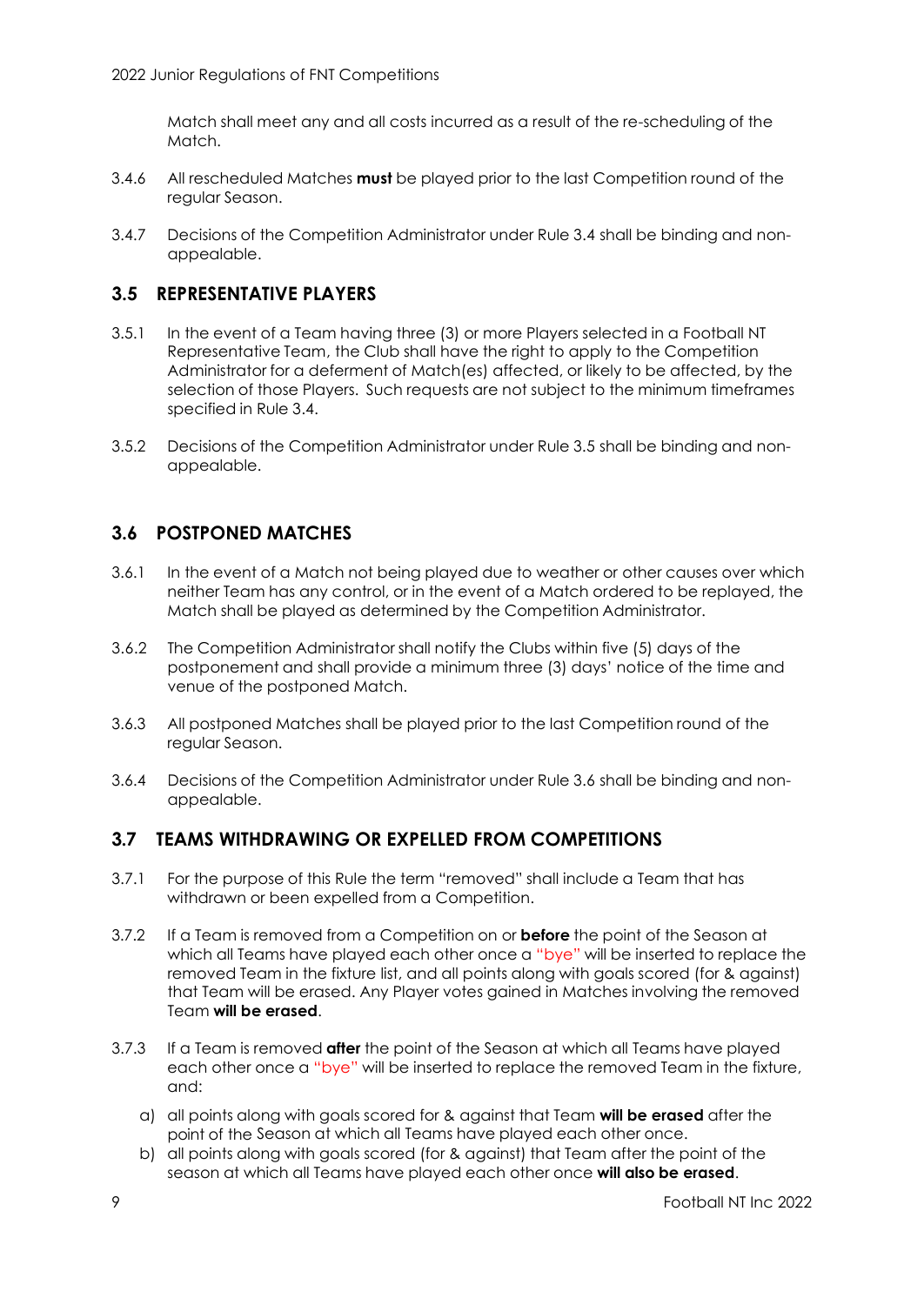Match shall meet any and all costs incurred as a result of the re-scheduling of the Match.

3.4.6 All rescheduled Matches **must** be played prior to the last Competition round of the regular Season.

3.4.7 Decisions of the Competition Administrator under Rule 3.4 shall be binding and non-appealable.

## 3.5 REPRESENTATIVE PLAYERS

3.5.1 In the event of a Team having three (3) or more Players selected in a Football NT Representative Team, the Club shall have the right to apply to the Competition Administrator for a deferment of Match(es) affected, or likely to be affected, by the selection of those Players. Such requests are not subject to the minimum timeframes specified in Rule 3.4.

3.5.2 Decisions of the Competition Administrator under Rule 3.5 shall be binding and non-appealable.

## 3.6 POSTPONED MATCHES

3.6.1 In the event of a Match not being played due to weather or other causes over which neither Team has any control, or in the event of a Match ordered to be replayed, the Match shall be played as determined by the Competition Administrator.

3.6.2 The Competition Administrator shall notify the Clubs within five (5) days of the postponement and shall provide a minimum three (3) days' notice of the time and venue of the postponed Match.

3.6.3 All postponed Matches shall be played prior to the last Competition round of the regular Season.

3.6.4 Decisions of the Competition Administrator under Rule 3.6 shall be binding and non-appealable.

## 3.7 TEAMS WITHDRAWING OR EXPELLED FROM COMPETITIONS

3.7.1 For the purpose of this Rule the term "removed" shall include a Team that has withdrawn or been expelled from a Competition.

3.7.2 If a Team is removed from a Competition on or **before** the point of the Season at which all Teams have played each other once a "bye" will be inserted to replace the removed Team in the fixture list, and all points along with goals scored (for & against) that Team will be erased. Any Player votes gained in Matches involving the removed Team **will be erased**.

3.7.3 If a Team is removed **after** the point of the Season at which all Teams have played each other once a "bye" will be inserted to replace the removed Team in the fixture, and:

a) all points along with goals scored for & against that Team **will be erased** after the point of the Season at which all Teams have played each other once.

b) all points along with goals scored (for & against) that Team after the point of the season at which all Teams have played each other once **will also be erased**.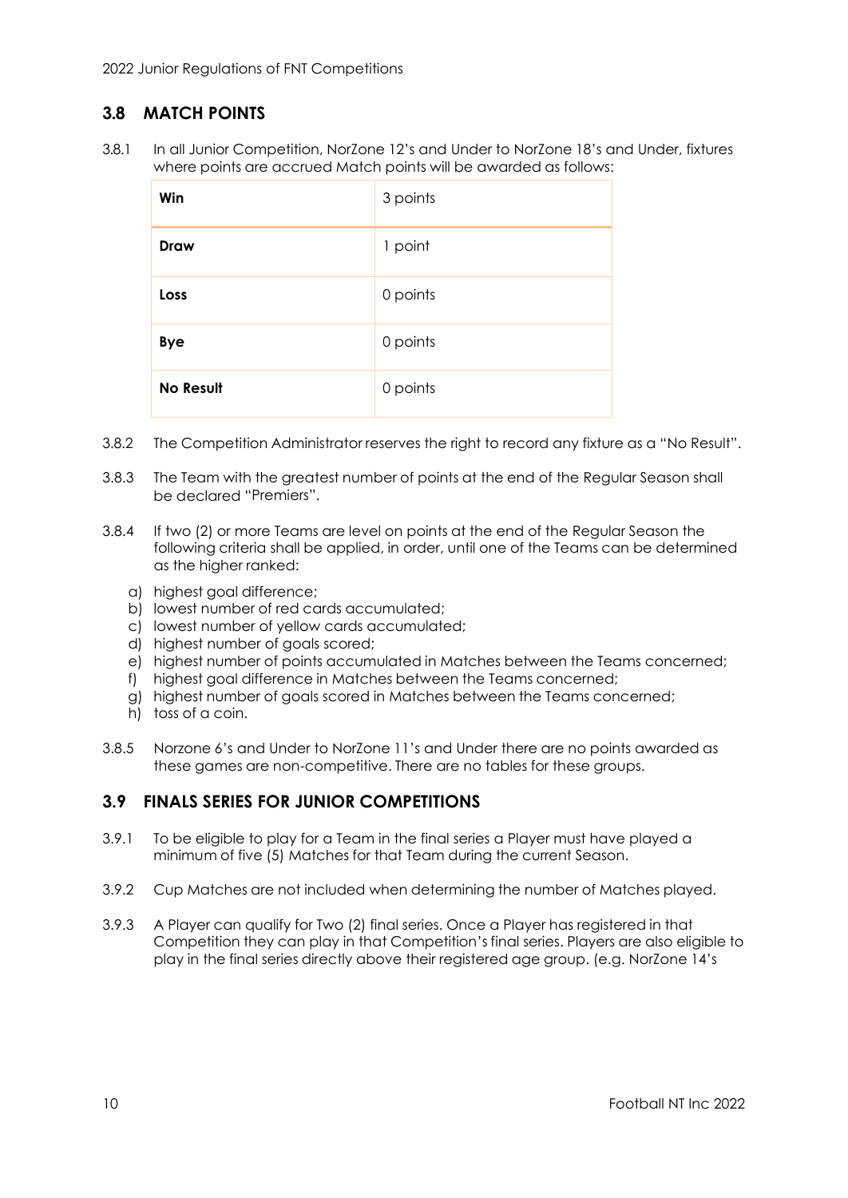## 3.8 MATCH POINTS

3.8.1 In all Junior Competition, NorZone 12's and Under to NorZone 18's and Under, fixtures where points are accrued Match points will be awarded as follows:

| Win | 3 points |
|---|---|
| **Draw** | 1 point |
| **Loss** | 0 points |
| **Bye** | 0 points |
| **No Result** | 0 points |

3.8.2 The Competition Administrator reserves the right to record any fixture as a "No Result".

3.8.3 The Team with the greatest number of points at the end of the Regular Season shall be declared "Premiers".

3.8.4 If two (2) or more Teams are level on points at the end of the Regular Season the following criteria shall be applied, in order, until one of the Teams can be determined as the higher ranked:

a) highest goal difference;
b) lowest number of red cards accumulated;
c) lowest number of yellow cards accumulated;
d) highest number of goals scored;
e) highest number of points accumulated in Matches between the Teams concerned;
f) highest goal difference in Matches between the Teams concerned;
g) highest number of goals scored in Matches between the Teams concerned;
h) toss of a coin.

3.8.5 Norzone 6's and Under to NorZone 11's and Under there are no points awarded as these games are non-competitive. There are no tables for these groups.

## 3.9 FINALS SERIES FOR JUNIOR COMPETITIONS

3.9.1 To be eligible to play for a Team in the final series a Player must have played a minimum of five (5) Matches for that Team during the current Season.

3.9.2 Cup Matches are not included when determining the number of Matches played.

3.9.3 A Player can qualify for Two (2) final series. Once a Player has registered in that Competition they can play in that Competition's final series. Players are also eligible to play in the final series directly above their registered age group. (e.g. NorZone 14's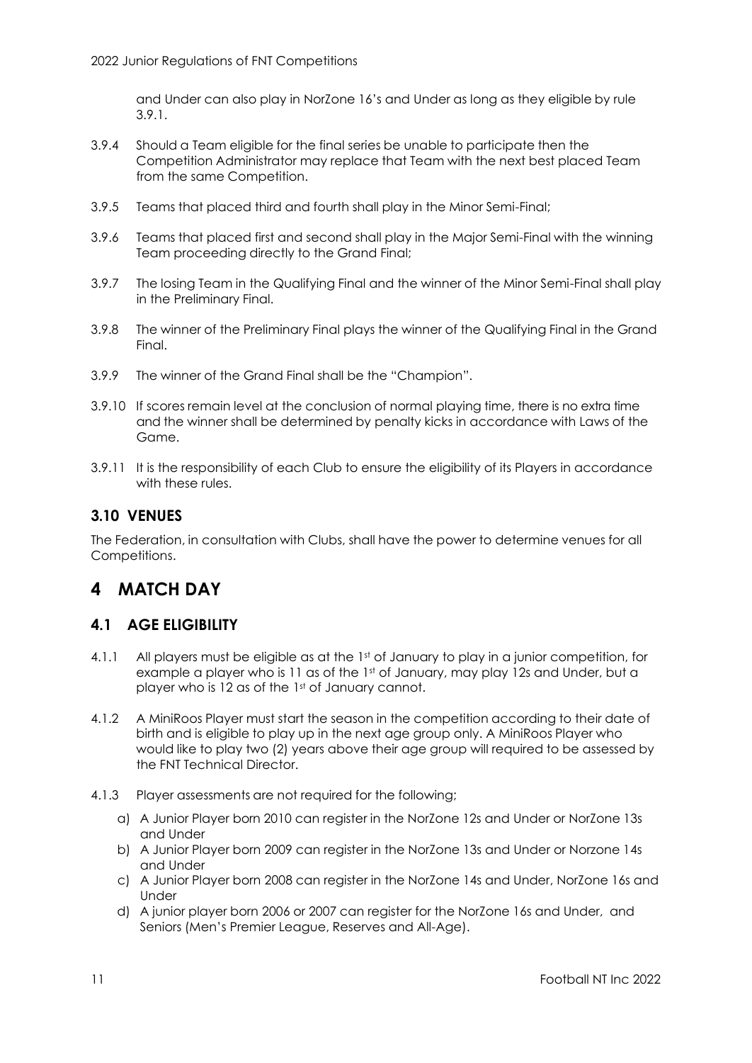and Under can also play in NorZone 16's and Under as long as they eligible by rule 3.9.1.

3.9.4 Should a Team eligible for the final series be unable to participate then the Competition Administrator may replace that Team with the next best placed Team from the same Competition.

3.9.5 Teams that placed third and fourth shall play in the Minor Semi-Final;

3.9.6 Teams that placed first and second shall play in the Major Semi-Final with the winning Team proceeding directly to the Grand Final;

3.9.7 The losing Team in the Qualifying Final and the winner of the Minor Semi-Final shall play in the Preliminary Final.

3.9.8 The winner of the Preliminary Final plays the winner of the Qualifying Final in the Grand Final.

3.9.9 The winner of the Grand Final shall be the "Champion".

3.9.10 If scores remain level at the conclusion of normal playing time, there is no extra time and the winner shall be determined by penalty kicks in accordance with Laws of the Game.

3.9.11 It is the responsibility of each Club to ensure the eligibility of its Players in accordance with these rules.

### 3.10 VENUES

The Federation, in consultation with Clubs, shall have the power to determine venues for all Competitions.

# 4 MATCH DAY

### 4.1 AGE ELIGIBILITY

4.1.1 All players must be eligible as at the 1st of January to play in a junior competition, for example a player who is 11 as of the 1st of January, may play 12s and Under, but a player who is 12 as of the 1st of January cannot.

4.1.2 A MiniRoos Player must start the season in the competition according to their date of birth and is eligible to play up in the next age group only. A MiniRoos Player who would like to play two (2) years above their age group will required to be assessed by the FNT Technical Director.

4.1.3 Player assessments are not required for the following;

a) A Junior Player born 2010 can register in the NorZone 12s and Under or NorZone 13s and Under
b) A Junior Player born 2009 can register in the NorZone 13s and Under or Norzone 14s and Under
c) A Junior Player born 2008 can register in the NorZone 14s and Under, NorZone 16s and Under
d) A junior player born 2006 or 2007 can register for the NorZone 16s and Under, and Seniors (Men's Premier League, Reserves and All-Age).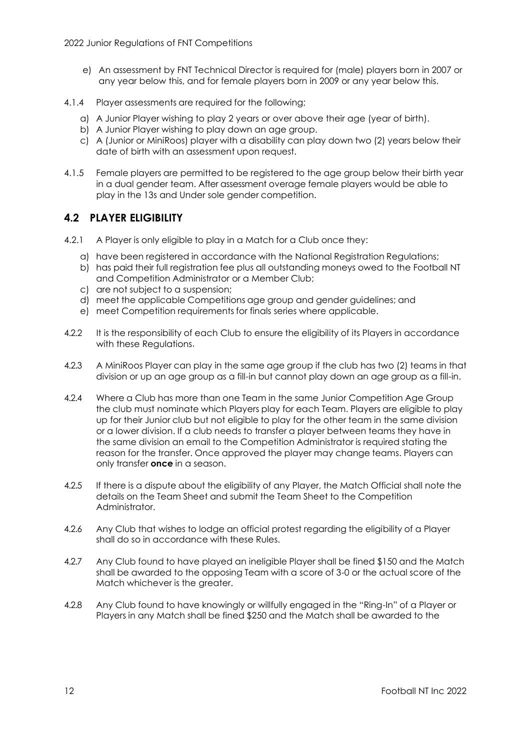e) An assessment by FNT Technical Director is required for (male) players born in 2007 or any year below this, and for female players born in 2009 or any year below this.

4.1.4 Player assessments are required for the following;

a) A Junior Player wishing to play 2 years or over above their age (year of birth).
b) A Junior Player wishing to play down an age group.
c) A (Junior or MiniRoos) player with a disability can play down two (2) years below their date of birth with an assessment upon request.

4.1.5 Female players are permitted to be registered to the age group below their birth year in a dual gender team. After assessment overage female players would be able to play in the 13s and Under sole gender competition.

## 4.2 PLAYER ELIGIBILITY

4.2.1 A Player is only eligible to play in a Match for a Club once they:

a) have been registered in accordance with the National Registration Regulations;
b) has paid their full registration fee plus all outstanding moneys owed to the Football NT and Competition Administrator or a Member Club;
c) are not subject to a suspension;
d) meet the applicable Competitions age group and gender guidelines; and
e) meet Competition requirements for finals series where applicable.

4.2.2 It is the responsibility of each Club to ensure the eligibility of its Players in accordance with these Regulations.

4.2.3 A MiniRoos Player can play in the same age group if the club has two (2) teams in that division or up an age group as a fill-in but cannot play down an age group as a fill-in.

4.2.4 Where a Club has more than one Team in the same Junior Competition Age Group the club must nominate which Players play for each Team. Players are eligible to play up for their Junior club but not eligible to play for the other team in the same division or a lower division. If a club needs to transfer a player between teams they have in the same division an email to the Competition Administrator is required stating the reason for the transfer. Once approved the player may change teams. Players can only transfer **once** in a season.

4.2.5 If there is a dispute about the eligibility of any Player, the Match Official shall note the details on the Team Sheet and submit the Team Sheet to the Competition Administrator.

4.2.6 Any Club that wishes to lodge an official protest regarding the eligibility of a Player shall do so in accordance with these Rules.

4.2.7 Any Club found to have played an ineligible Player shall be fined $150 and the Match shall be awarded to the opposing Team with a score of 3-0 or the actual score of the Match whichever is the greater.

4.2.8 Any Club found to have knowingly or willfully engaged in the "Ring-In" of a Player or Players in any Match shall be fined $250 and the Match shall be awarded to the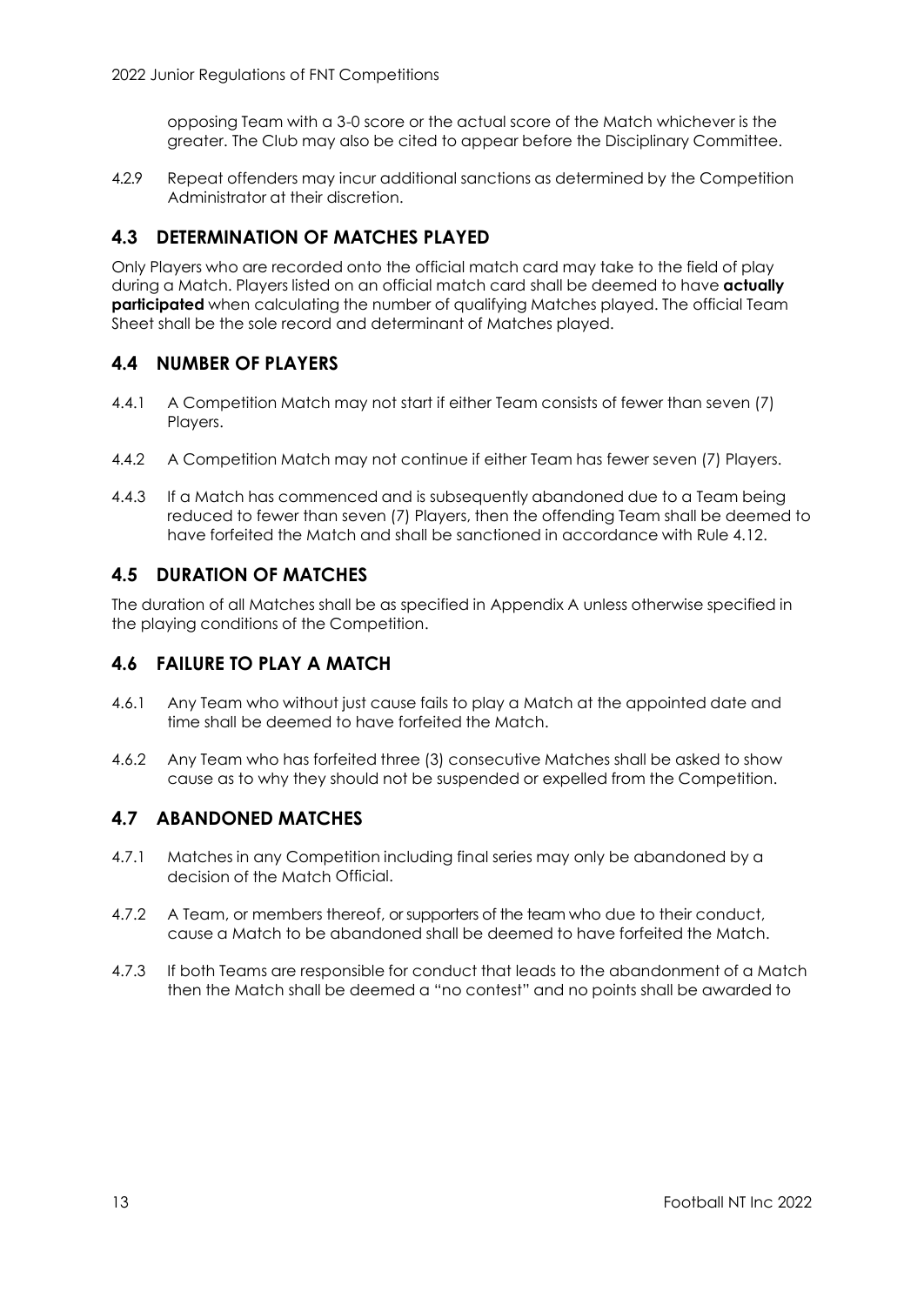opposing Team with a 3-0 score or the actual score of the Match whichever is the greater. The Club may also be cited to appear before the Disciplinary Committee.

4.2.9 Repeat offenders may incur additional sanctions as determined by the Competition Administrator at their discretion.

## 4.3 DETERMINATION OF MATCHES PLAYED

Only Players who are recorded onto the official match card may take to the field of play during a Match. Players listed on an official match card shall be deemed to have **actually participated** when calculating the number of qualifying Matches played. The official Team Sheet shall be the sole record and determinant of Matches played.

## 4.4 NUMBER OF PLAYERS

4.4.1 A Competition Match may not start if either Team consists of fewer than seven (7) Players.

4.4.2 A Competition Match may not continue if either Team has fewer seven (7) Players.

4.4.3 If a Match has commenced and is subsequently abandoned due to a Team being reduced to fewer than seven (7) Players, then the offending Team shall be deemed to have forfeited the Match and shall be sanctioned in accordance with Rule 4.12.

## 4.5 DURATION OF MATCHES

The duration of all Matches shall be as specified in Appendix A unless otherwise specified in the playing conditions of the Competition.

## 4.6 FAILURE TO PLAY A MATCH

4.6.1 Any Team who without just cause fails to play a Match at the appointed date and time shall be deemed to have forfeited the Match.

4.6.2 Any Team who has forfeited three (3) consecutive Matches shall be asked to show cause as to why they should not be suspended or expelled from the Competition.

## 4.7 ABANDONED MATCHES

4.7.1 Matches in any Competition including final series may only be abandoned by a decision of the Match Official.

4.7.2 A Team, or members thereof, or supporters of the team who due to their conduct, cause a Match to be abandoned shall be deemed to have forfeited the Match.

4.7.3 If both Teams are responsible for conduct that leads to the abandonment of a Match then the Match shall be deemed a "no contest" and no points shall be awarded to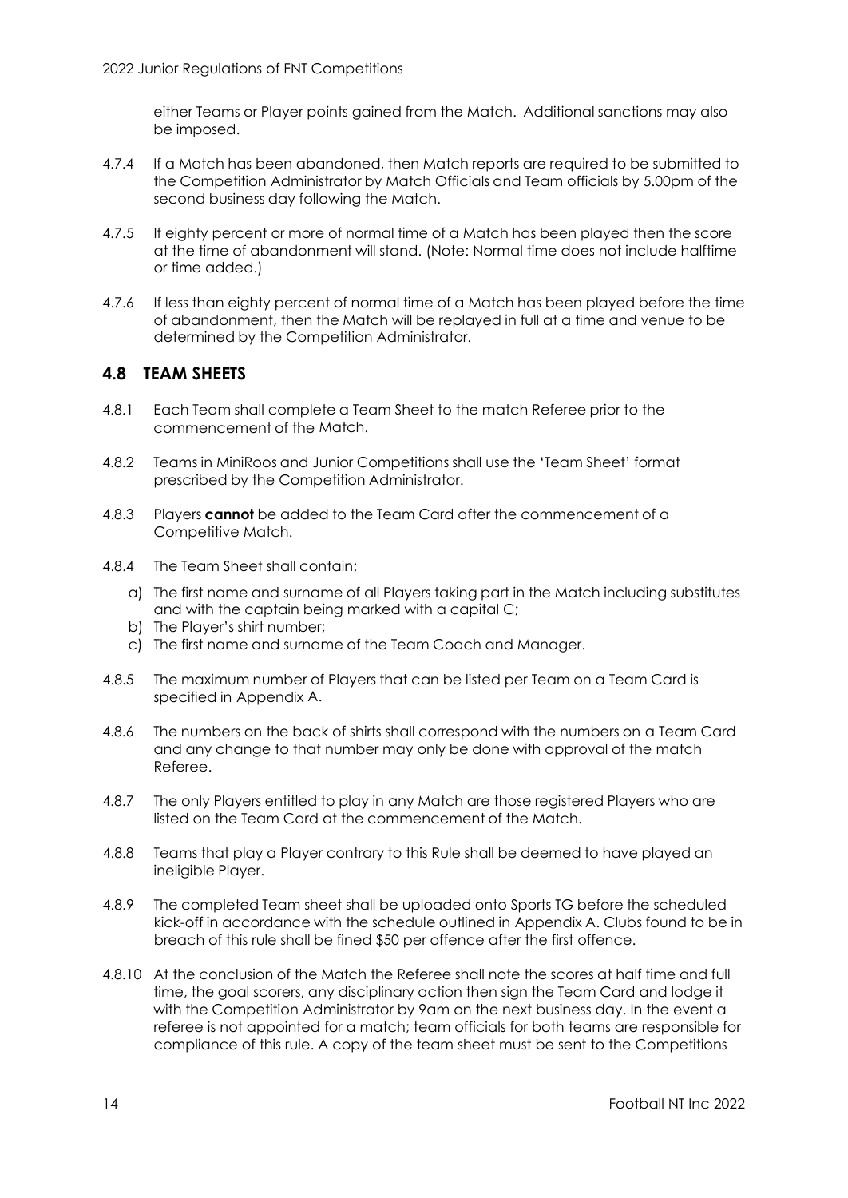either Teams or Player points gained from the Match. Additional sanctions may also be imposed.

4.7.4 If a Match has been abandoned, then Match reports are required to be submitted to the Competition Administrator by Match Officials and Team officials by 5.00pm of the second business day following the Match.

4.7.5 If eighty percent or more of normal time of a Match has been played then the score at the time of abandonment will stand. (Note: Normal time does not include halftime or time added.)

4.7.6 If less than eighty percent of normal time of a Match has been played before the time of abandonment, then the Match will be replayed in full at a time and venue to be determined by the Competition Administrator.

## 4.8 TEAM SHEETS

4.8.1 Each Team shall complete a Team Sheet to the match Referee prior to the commencement of the Match.

4.8.2 Teams in MiniRoos and Junior Competitions shall use the 'Team Sheet' format prescribed by the Competition Administrator.

4.8.3 Players **cannot** be added to the Team Card after the commencement of a Competitive Match.

4.8.4 The Team Sheet shall contain:

a) The first name and surname of all Players taking part in the Match including substitutes and with the captain being marked with a capital C;
b) The Player's shirt number;
c) The first name and surname of the Team Coach and Manager.

4.8.5 The maximum number of Players that can be listed per Team on a Team Card is specified in Appendix A.

4.8.6 The numbers on the back of shirts shall correspond with the numbers on a Team Card and any change to that number may only be done with approval of the match Referee.

4.8.7 The only Players entitled to play in any Match are those registered Players who are listed on the Team Card at the commencement of the Match.

4.8.8 Teams that play a Player contrary to this Rule shall be deemed to have played an ineligible Player.

4.8.9 The completed Team sheet shall be uploaded onto Sports TG before the scheduled kick-off in accordance with the schedule outlined in Appendix A. Clubs found to be in breach of this rule shall be fined $50 per offence after the first offence.

4.8.10 At the conclusion of the Match the Referee shall note the scores at half time and full time, the goal scorers, any disciplinary action then sign the Team Card and lodge it with the Competition Administrator by 9am on the next business day. In the event a referee is not appointed for a match; team officials for both teams are responsible for compliance of this rule. A copy of the team sheet must be sent to the Competitions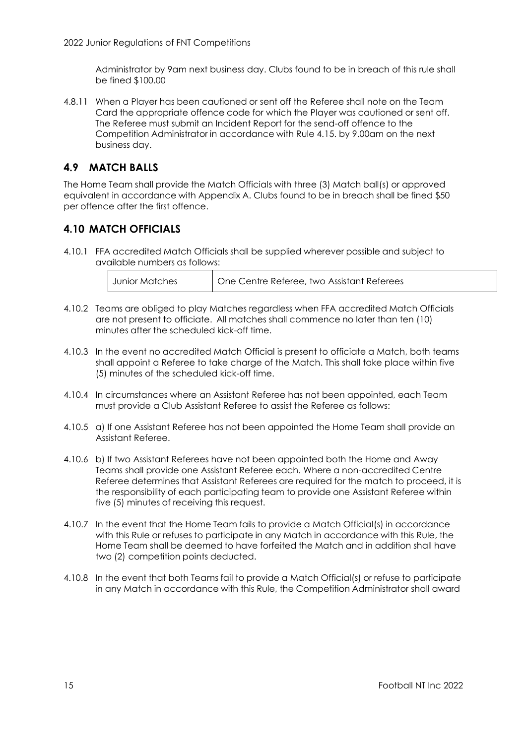Administrator by 9am next business day. Clubs found to be in breach of this rule shall be fined $100.00

4.8.11 When a Player has been cautioned or sent off the Referee shall note on the Team Card the appropriate offence code for which the Player was cautioned or sent off. The Referee must submit an Incident Report for the send-off offence to the Competition Administrator in accordance with Rule 4.15. by 9.00am on the next business day.

## 4.9 MATCH BALLS

The Home Team shall provide the Match Officials with three (3) Match ball(s) or approved equivalent in accordance with Appendix A. Clubs found to be in breach shall be fined $50 per offence after the first offence.

## 4.10 MATCH OFFICIALS

4.10.1 FFA accredited Match Officials shall be supplied wherever possible and subject to available numbers as follows:

| Junior Matches | One Centre Referee, two Assistant Referees |
|---|---|

4.10.2 Teams are obliged to play Matches regardless when FFA accredited Match Officials are not present to officiate. All matches shall commence no later than ten (10) minutes after the scheduled kick-off time.

4.10.3 In the event no accredited Match Official is present to officiate a Match, both teams shall appoint a Referee to take charge of the Match. This shall take place within five (5) minutes of the scheduled kick-off time.

4.10.4 In circumstances where an Assistant Referee has not been appointed, each Team must provide a Club Assistant Referee to assist the Referee as follows:

4.10.5 a) If one Assistant Referee has not been appointed the Home Team shall provide an Assistant Referee.

4.10.6 b) If two Assistant Referees have not been appointed both the Home and Away Teams shall provide one Assistant Referee each. Where a non-accredited Centre Referee determines that Assistant Referees are required for the match to proceed, it is the responsibility of each participating team to provide one Assistant Referee within five (5) minutes of receiving this request.

4.10.7 In the event that the Home Team fails to provide a Match Official(s) in accordance with this Rule or refuses to participate in any Match in accordance with this Rule, the Home Team shall be deemed to have forfeited the Match and in addition shall have two (2) competition points deducted.

4.10.8 In the event that both Teams fail to provide a Match Official(s) or refuse to participate in any Match in accordance with this Rule, the Competition Administrator shall award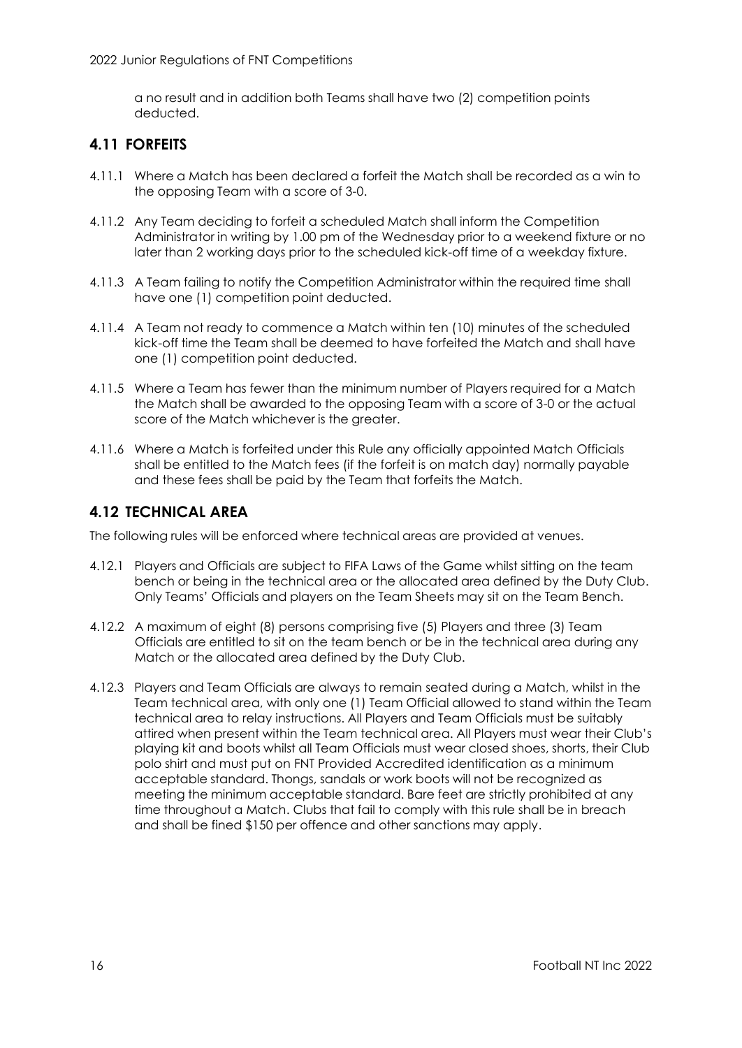a no result and in addition both Teams shall have two (2) competition points deducted.

## 4.11 FORFEITS

4.11.1 Where a Match has been declared a forfeit the Match shall be recorded as a win to the opposing Team with a score of 3-0.

4.11.2 Any Team deciding to forfeit a scheduled Match shall inform the Competition Administrator in writing by 1.00 pm of the Wednesday prior to a weekend fixture or no later than 2 working days prior to the scheduled kick-off time of a weekday fixture.

4.11.3 A Team failing to notify the Competition Administrator within the required time shall have one (1) competition point deducted.

4.11.4 A Team not ready to commence a Match within ten (10) minutes of the scheduled kick-off time the Team shall be deemed to have forfeited the Match and shall have one (1) competition point deducted.

4.11.5 Where a Team has fewer than the minimum number of Players required for a Match the Match shall be awarded to the opposing Team with a score of 3-0 or the actual score of the Match whichever is the greater.

4.11.6 Where a Match is forfeited under this Rule any officially appointed Match Officials shall be entitled to the Match fees (if the forfeit is on match day) normally payable and these fees shall be paid by the Team that forfeits the Match.

## 4.12 TECHNICAL AREA

The following rules will be enforced where technical areas are provided at venues.

4.12.1 Players and Officials are subject to FIFA Laws of the Game whilst sitting on the team bench or being in the technical area or the allocated area defined by the Duty Club. Only Teams' Officials and players on the Team Sheets may sit on the Team Bench.

4.12.2 A maximum of eight (8) persons comprising five (5) Players and three (3) Team Officials are entitled to sit on the team bench or be in the technical area during any Match or the allocated area defined by the Duty Club.

4.12.3 Players and Team Officials are always to remain seated during a Match, whilst in the Team technical area, with only one (1) Team Official allowed to stand within the Team technical area to relay instructions. All Players and Team Officials must be suitably attired when present within the Team technical area. All Players must wear their Club's playing kit and boots whilst all Team Officials must wear closed shoes, shorts, their Club polo shirt and must put on FNT Provided Accredited identification as a minimum acceptable standard. Thongs, sandals or work boots will not be recognized as meeting the minimum acceptable standard. Bare feet are strictly prohibited at any time throughout a Match. Clubs that fail to comply with this rule shall be in breach and shall be fined $150 per offence and other sanctions may apply.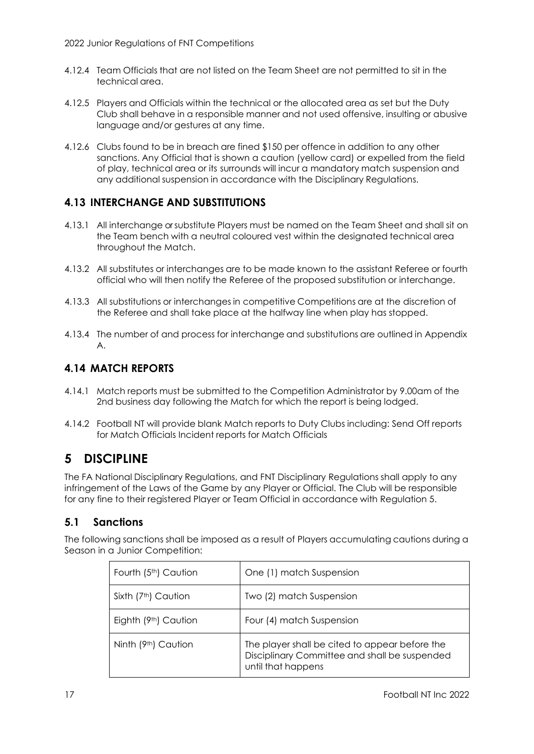4.12.4 Team Officials that are not listed on the Team Sheet are not permitted to sit in the technical area.

4.12.5 Players and Officials within the technical or the allocated area as set but the Duty Club shall behave in a responsible manner and not used offensive, insulting or abusive language and/or gestures at any time.

4.12.6 Clubs found to be in breach are fined $150 per offence in addition to any other sanctions. Any Official that is shown a caution (yellow card) or expelled from the field of play, technical area or its surrounds will incur a mandatory match suspension and any additional suspension in accordance with the Disciplinary Regulations.

### 4.13 INTERCHANGE AND SUBSTITUTIONS

4.13.1 All interchange or substitute Players must be named on the Team Sheet and shall sit on the Team bench with a neutral coloured vest within the designated technical area throughout the Match.

4.13.2 All substitutes or interchanges are to be made known to the assistant Referee or fourth official who will then notify the Referee of the proposed substitution or interchange.

4.13.3 All substitutions or interchanges in competitive Competitions are at the discretion of the Referee and shall take place at the halfway line when play has stopped.

4.13.4 The number of and process for interchange and substitutions are outlined in Appendix A.

### 4.14 MATCH REPORTS

4.14.1 Match reports must be submitted to the Competition Administrator by 9.00am of the 2nd business day following the Match for which the report is being lodged.

4.14.2 Football NT will provide blank Match reports to Duty Clubs including: Send Off reports for Match Officials Incident reports for Match Officials

# 5 DISCIPLINE

The FA National Disciplinary Regulations, and FNT Disciplinary Regulations shall apply to any infringement of the Laws of the Game by any Player or Official. The Club will be responsible for any fine to their registered Player or Team Official in accordance with Regulation 5.

## 5.1 Sanctions

The following sanctions shall be imposed as a result of Players accumulating cautions during a Season in a Junior Competition:

| | |
|---|---|
| Fourth (5th) Caution | One (1) match Suspension |
| Sixth (7th) Caution | Two (2) match Suspension |
| Eighth (9th) Caution | Four (4) match Suspension |
| Ninth (9th) Caution | The player shall be cited to appear before the Disciplinary Committee and shall be suspended until that happens |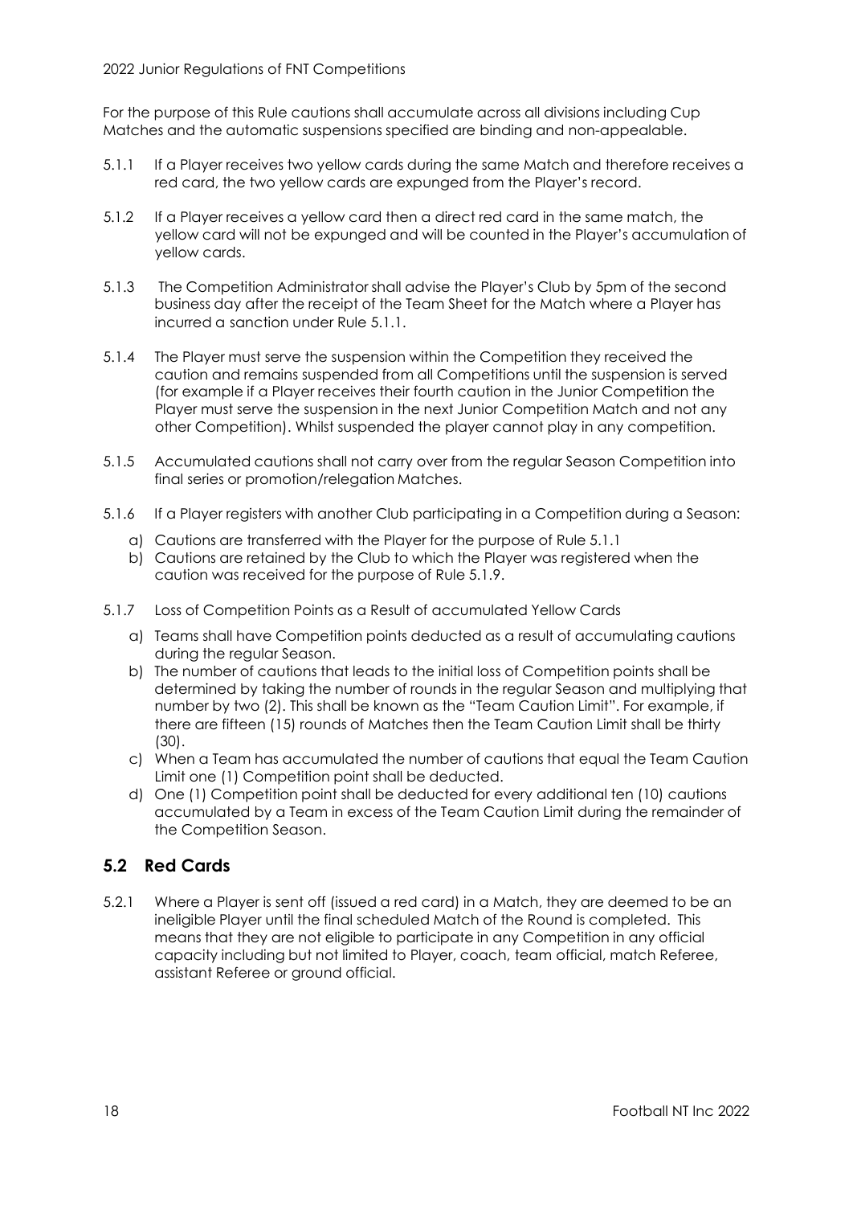For the purpose of this Rule cautions shall accumulate across all divisions including Cup Matches and the automatic suspensions specified are binding and non-appealable.

5.1.1 If a Player receives two yellow cards during the same Match and therefore receives a red card, the two yellow cards are expunged from the Player's record.

5.1.2 If a Player receives a yellow card then a direct red card in the same match, the yellow card will not be expunged and will be counted in the Player's accumulation of yellow cards.

5.1.3 The Competition Administrator shall advise the Player's Club by 5pm of the second business day after the receipt of the Team Sheet for the Match where a Player has incurred a sanction under Rule 5.1.1.

5.1.4 The Player must serve the suspension within the Competition they received the caution and remains suspended from all Competitions until the suspension is served (for example if a Player receives their fourth caution in the Junior Competition the Player must serve the suspension in the next Junior Competition Match and not any other Competition). Whilst suspended the player cannot play in any competition.

5.1.5 Accumulated cautions shall not carry over from the regular Season Competition into final series or promotion/relegation Matches.

5.1.6 If a Player registers with another Club participating in a Competition during a Season:

a) Cautions are transferred with the Player for the purpose of Rule 5.1.1
b) Cautions are retained by the Club to which the Player was registered when the caution was received for the purpose of Rule 5.1.9.

5.1.7 Loss of Competition Points as a Result of accumulated Yellow Cards

a) Teams shall have Competition points deducted as a result of accumulating cautions during the regular Season.
b) The number of cautions that leads to the initial loss of Competition points shall be determined by taking the number of rounds in the regular Season and multiplying that number by two (2). This shall be known as the "Team Caution Limit". For example, if there are fifteen (15) rounds of Matches then the Team Caution Limit shall be thirty (30).
c) When a Team has accumulated the number of cautions that equal the Team Caution Limit one (1) Competition point shall be deducted.
d) One (1) Competition point shall be deducted for every additional ten (10) cautions accumulated by a Team in excess of the Team Caution Limit during the remainder of the Competition Season.

## 5.2 Red Cards

5.2.1 Where a Player is sent off (issued a red card) in a Match, they are deemed to be an ineligible Player until the final scheduled Match of the Round is completed. This means that they are not eligible to participate in any Competition in any official capacity including but not limited to Player, coach, team official, match Referee, assistant Referee or ground official.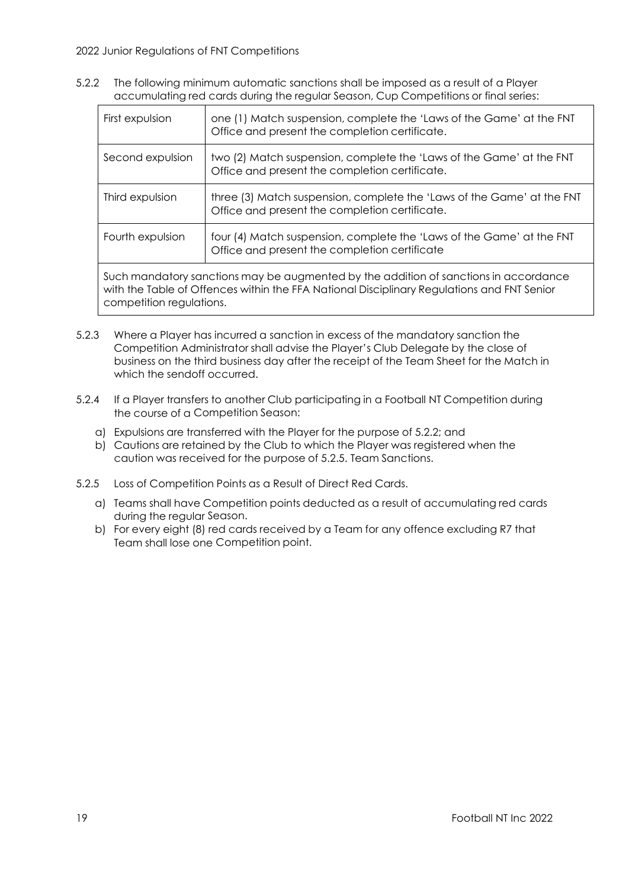5.2.2 The following minimum automatic sanctions shall be imposed as a result of a Player accumulating red cards during the regular Season, Cup Competitions or final series:

| | |
|---|---|
| First expulsion | one (1) Match suspension, complete the 'Laws of the Game' at the FNT Office and present the completion certificate. |
| Second expulsion | two (2) Match suspension, complete the 'Laws of the Game' at the FNT Office and present the completion certificate. |
| Third expulsion | three (3) Match suspension, complete the 'Laws of the Game' at the FNT Office and present the completion certificate. |
| Fourth expulsion | four (4) Match suspension, complete the 'Laws of the Game' at the FNT Office and present the completion certificate |
| Such mandatory sanctions may be augmented by the addition of sanctions in accordance with the Table of Offences within the FFA National Disciplinary Regulations and FNT Senior competition regulations. | |

5.2.3 Where a Player has incurred a sanction in excess of the mandatory sanction the Competition Administrator shall advise the Player's Club Delegate by the close of business on the third business day after the receipt of the Team Sheet for the Match in which the sendoff occurred.

5.2.4 If a Player transfers to another Club participating in a Football NT Competition during the course of a Competition Season:

a) Expulsions are transferred with the Player for the purpose of 5.2.2; and
b) Cautions are retained by the Club to which the Player was registered when the caution was received for the purpose of 5.2.5. Team Sanctions.

5.2.5 Loss of Competition Points as a Result of Direct Red Cards.

a) Teams shall have Competition points deducted as a result of accumulating red cards during the regular Season.
b) For every eight (8) red cards received by a Team for any offence excluding R7 that Team shall lose one Competition point.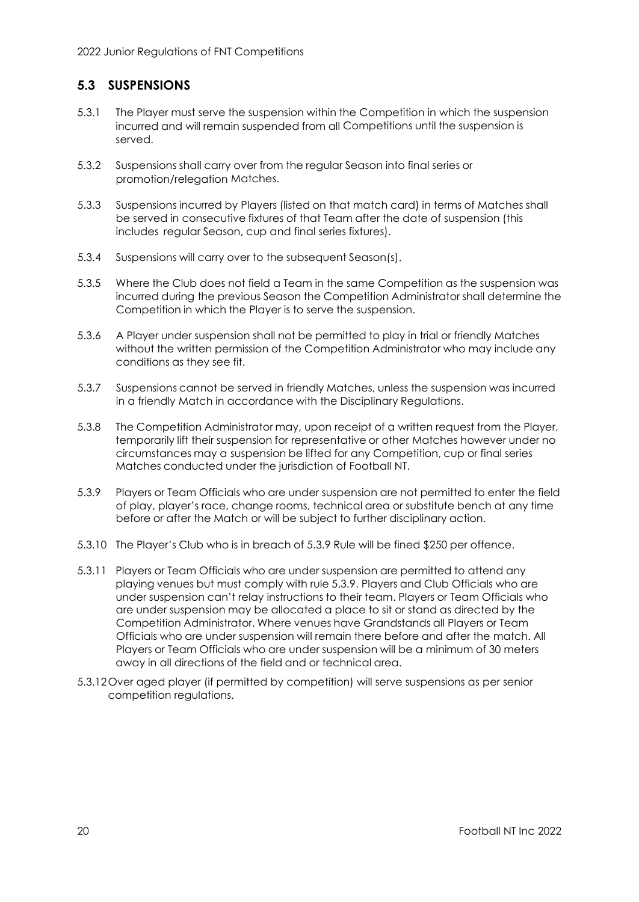## 5.3 SUSPENSIONS

5.3.1 The Player must serve the suspension within the Competition in which the suspension incurred and will remain suspended from all Competitions until the suspension is served.

5.3.2 Suspensions shall carry over from the regular Season into final series or promotion/relegation Matches.

5.3.3 Suspensions incurred by Players (listed on that match card) in terms of Matches shall be served in consecutive fixtures of that Team after the date of suspension (this includes regular Season, cup and final series fixtures).

5.3.4 Suspensions will carry over to the subsequent Season(s).

5.3.5 Where the Club does not field a Team in the same Competition as the suspension was incurred during the previous Season the Competition Administrator shall determine the Competition in which the Player is to serve the suspension.

5.3.6 A Player under suspension shall not be permitted to play in trial or friendly Matches without the written permission of the Competition Administrator who may include any conditions as they see fit.

5.3.7 Suspensions cannot be served in friendly Matches, unless the suspension was incurred in a friendly Match in accordance with the Disciplinary Regulations.

5.3.8 The Competition Administrator may, upon receipt of a written request from the Player, temporarily lift their suspension for representative or other Matches however under no circumstances may a suspension be lifted for any Competition, cup or final series Matches conducted under the jurisdiction of Football NT.

5.3.9 Players or Team Officials who are under suspension are not permitted to enter the field of play, player's race, change rooms, technical area or substitute bench at any time before or after the Match or will be subject to further disciplinary action.

5.3.10 The Player's Club who is in breach of 5.3.9 Rule will be fined $250 per offence.

5.3.11 Players or Team Officials who are under suspension are permitted to attend any playing venues but must comply with rule 5.3.9. Players and Club Officials who are under suspension can't relay instructions to their team. Players or Team Officials who are under suspension may be allocated a place to sit or stand as directed by the Competition Administrator. Where venues have Grandstands all Players or Team Officials who are under suspension will remain there before and after the match. All Players or Team Officials who are under suspension will be a minimum of 30 meters away in all directions of the field and or technical area.

5.3.12 Over aged player (if permitted by competition) will serve suspensions as per senior competition regulations.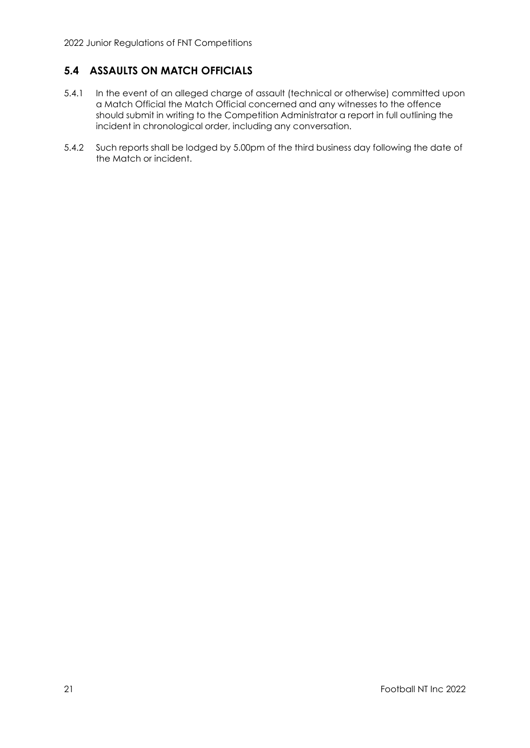## 5.4 ASSAULTS ON MATCH OFFICIALS

5.4.1 In the event of an alleged charge of assault (technical or otherwise) committed upon a Match Official the Match Official concerned and any witnesses to the offence should submit in writing to the Competition Administrator a report in full outlining the incident in chronological order, including any conversation.

5.4.2 Such reports shall be lodged by 5.00pm of the third business day following the date of the Match or incident.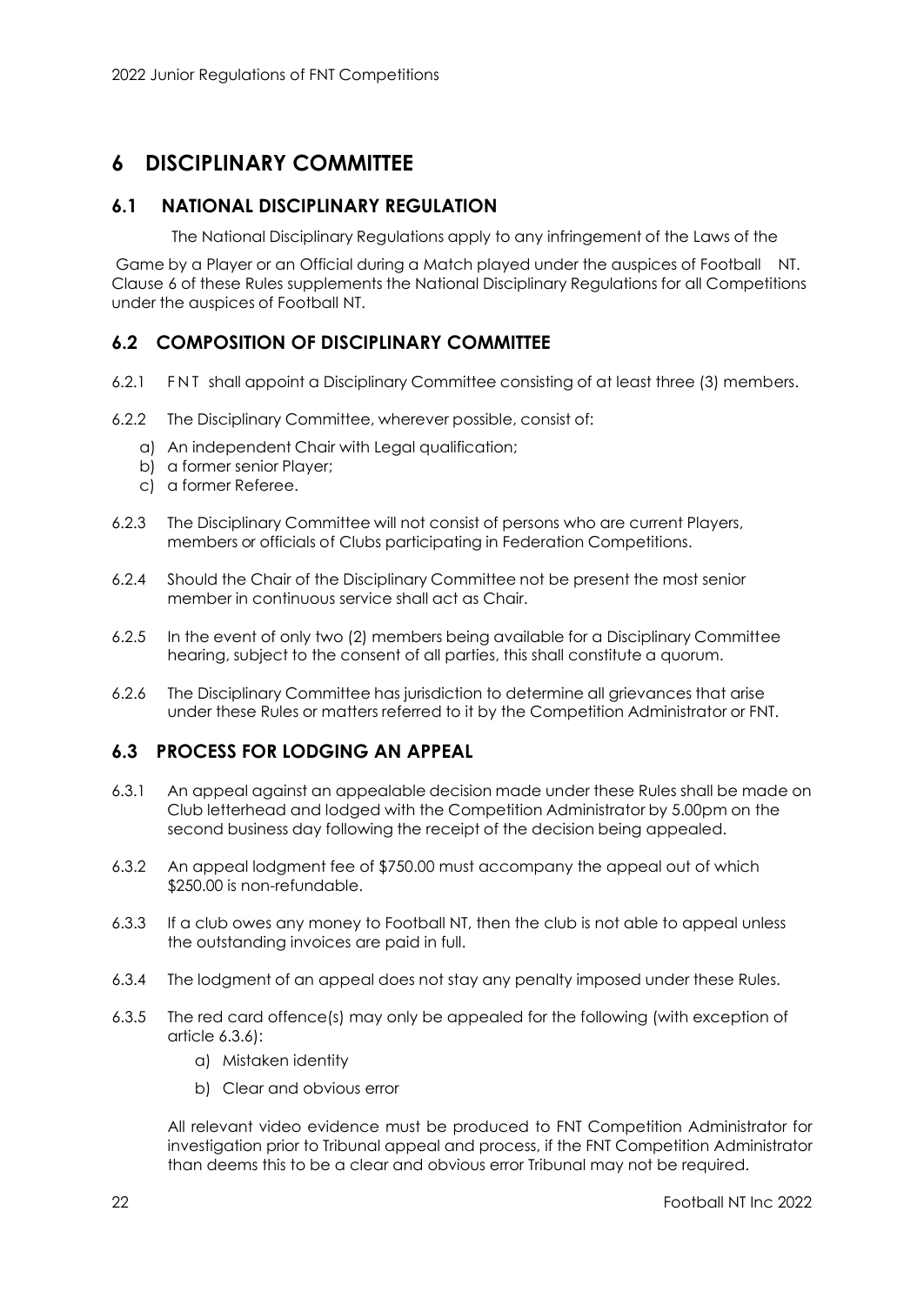# 6 DISCIPLINARY COMMITTEE

## 6.1 NATIONAL DISCIPLINARY REGULATION

The National Disciplinary Regulations apply to any infringement of the Laws of the Game by a Player or an Official during a Match played under the auspices of Football NT. Clause 6 of these Rules supplements the National Disciplinary Regulations for all Competitions under the auspices of Football NT.

## 6.2 COMPOSITION OF DISCIPLINARY COMMITTEE

6.2.1 F N T shall appoint a Disciplinary Committee consisting of at least three (3) members.

6.2.2 The Disciplinary Committee, wherever possible, consist of:

a) An independent Chair with Legal qualification;
b) a former senior Player;
c) a former Referee.

6.2.3 The Disciplinary Committee will not consist of persons who are current Players, members or officials of Clubs participating in Federation Competitions.

6.2.4 Should the Chair of the Disciplinary Committee not be present the most senior member in continuous service shall act as Chair.

6.2.5 In the event of only two (2) members being available for a Disciplinary Committee hearing, subject to the consent of all parties, this shall constitute a quorum.

6.2.6 The Disciplinary Committee has jurisdiction to determine all grievances that arise under these Rules or matters referred to it by the Competition Administrator or FNT.

## 6.3 PROCESS FOR LODGING AN APPEAL

6.3.1 An appeal against an appealable decision made under these Rules shall be made on Club letterhead and lodged with the Competition Administrator by 5.00pm on the second business day following the receipt of the decision being appealed.

6.3.2 An appeal lodgment fee of $750.00 must accompany the appeal out of which $250.00 is non-refundable.

6.3.3 If a club owes any money to Football NT, then the club is not able to appeal unless the outstanding invoices are paid in full.

6.3.4 The lodgment of an appeal does not stay any penalty imposed under these Rules.

6.3.5 The red card offence(s) may only be appealed for the following (with exception of article 6.3.6):

a) Mistaken identity
b) Clear and obvious error

All relevant video evidence must be produced to FNT Competition Administrator for investigation prior to Tribunal appeal and process, if the FNT Competition Administrator than deems this to be a clear and obvious error Tribunal may not be required.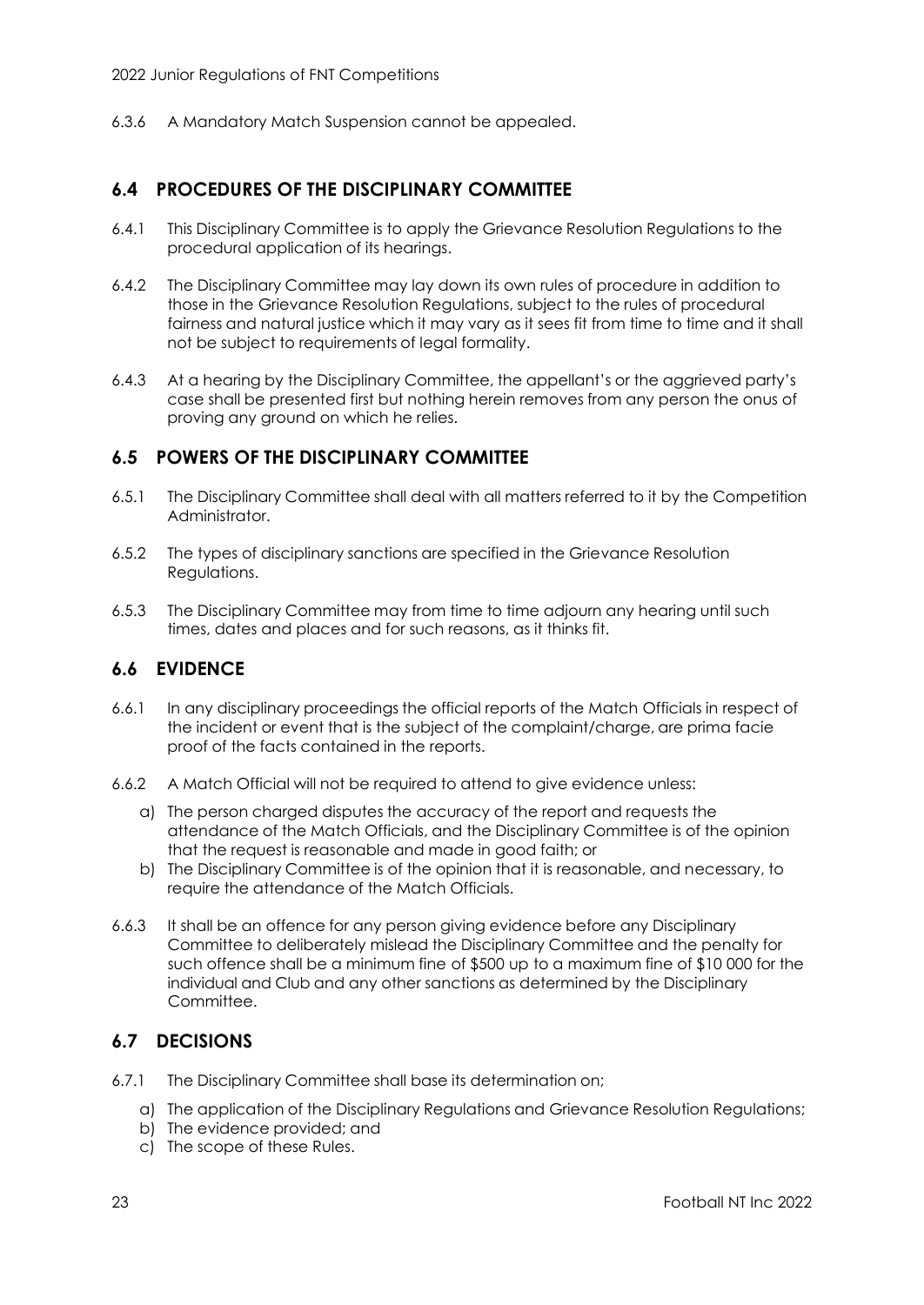6.3.6 A Mandatory Match Suspension cannot be appealed.

## 6.4 PROCEDURES OF THE DISCIPLINARY COMMITTEE

6.4.1 This Disciplinary Committee is to apply the Grievance Resolution Regulations to the procedural application of its hearings.

6.4.2 The Disciplinary Committee may lay down its own rules of procedure in addition to those in the Grievance Resolution Regulations, subject to the rules of procedural fairness and natural justice which it may vary as it sees fit from time to time and it shall not be subject to requirements of legal formality.

6.4.3 At a hearing by the Disciplinary Committee, the appellant's or the aggrieved party's case shall be presented first but nothing herein removes from any person the onus of proving any ground on which he relies.

## 6.5 POWERS OF THE DISCIPLINARY COMMITTEE

6.5.1 The Disciplinary Committee shall deal with all matters referred to it by the Competition Administrator.

6.5.2 The types of disciplinary sanctions are specified in the Grievance Resolution Regulations.

6.5.3 The Disciplinary Committee may from time to time adjourn any hearing until such times, dates and places and for such reasons, as it thinks fit.

## 6.6 EVIDENCE

6.6.1 In any disciplinary proceedings the official reports of the Match Officials in respect of the incident or event that is the subject of the complaint/charge, are prima facie proof of the facts contained in the reports.

6.6.2 A Match Official will not be required to attend to give evidence unless:

a) The person charged disputes the accuracy of the report and requests the attendance of the Match Officials, and the Disciplinary Committee is of the opinion that the request is reasonable and made in good faith; or
b) The Disciplinary Committee is of the opinion that it is reasonable, and necessary, to require the attendance of the Match Officials.

6.6.3 It shall be an offence for any person giving evidence before any Disciplinary Committee to deliberately mislead the Disciplinary Committee and the penalty for such offence shall be a minimum fine of $500 up to a maximum fine of $10 000 for the individual and Club and any other sanctions as determined by the Disciplinary Committee.

## 6.7 DECISIONS

6.7.1 The Disciplinary Committee shall base its determination on;

a) The application of the Disciplinary Regulations and Grievance Resolution Regulations;
b) The evidence provided; and
c) The scope of these Rules.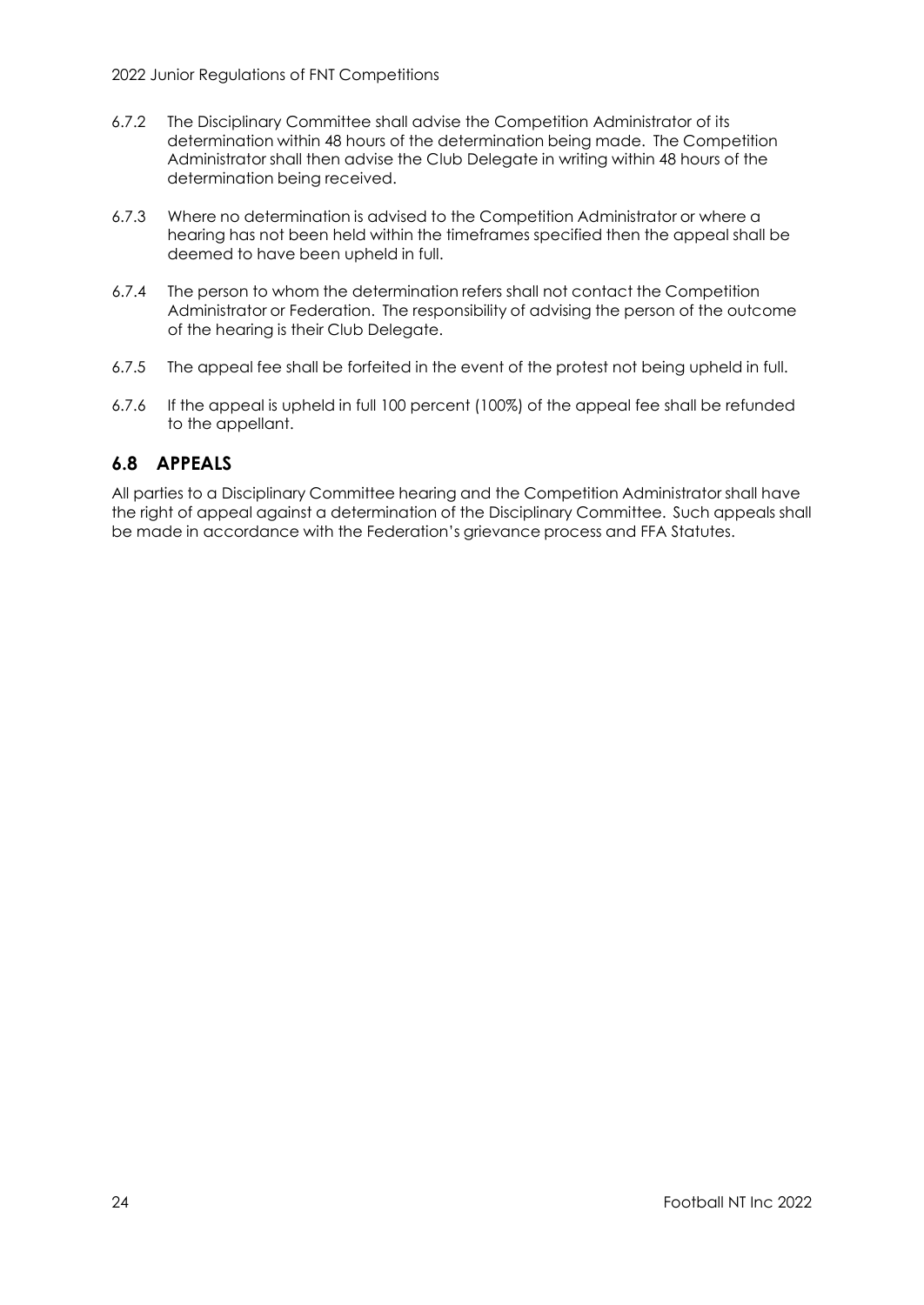6.7.2 The Disciplinary Committee shall advise the Competition Administrator of its determination within 48 hours of the determination being made. The Competition Administrator shall then advise the Club Delegate in writing within 48 hours of the determination being received.

6.7.3 Where no determination is advised to the Competition Administrator or where a hearing has not been held within the timeframes specified then the appeal shall be deemed to have been upheld in full.

6.7.4 The person to whom the determination refers shall not contact the Competition Administrator or Federation. The responsibility of advising the person of the outcome of the hearing is their Club Delegate.

6.7.5 The appeal fee shall be forfeited in the event of the protest not being upheld in full.

6.7.6 If the appeal is upheld in full 100 percent (100%) of the appeal fee shall be refunded to the appellant.

## 6.8 APPEALS

All parties to a Disciplinary Committee hearing and the Competition Administrator shall have the right of appeal against a determination of the Disciplinary Committee. Such appeals shall be made in accordance with the Federation's grievance process and FFA Statutes.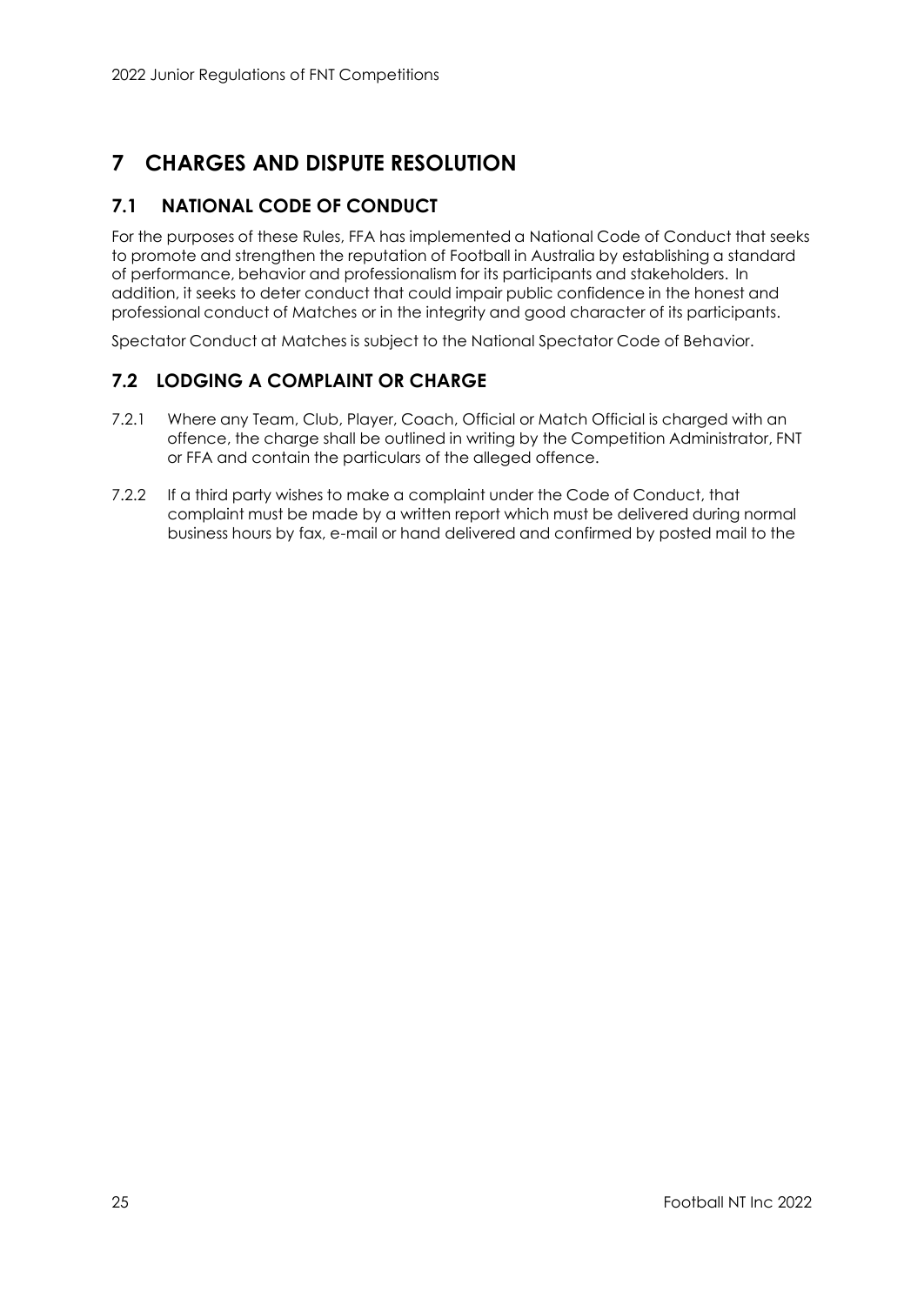# 7 CHARGES AND DISPUTE RESOLUTION

## 7.1 NATIONAL CODE OF CONDUCT

For the purposes of these Rules, FFA has implemented a National Code of Conduct that seeks to promote and strengthen the reputation of Football in Australia by establishing a standard of performance, behavior and professionalism for its participants and stakeholders. In addition, it seeks to deter conduct that could impair public confidence in the honest and professional conduct of Matches or in the integrity and good character of its participants.

Spectator Conduct at Matches is subject to the National Spectator Code of Behavior.

## 7.2 LODGING A COMPLAINT OR CHARGE

7.2.1 Where any Team, Club, Player, Coach, Official or Match Official is charged with an offence, the charge shall be outlined in writing by the Competition Administrator, FNT or FFA and contain the particulars of the alleged offence.

7.2.2 If a third party wishes to make a complaint under the Code of Conduct, that complaint must be made by a written report which must be delivered during normal business hours by fax, e-mail or hand delivered and confirmed by posted mail to the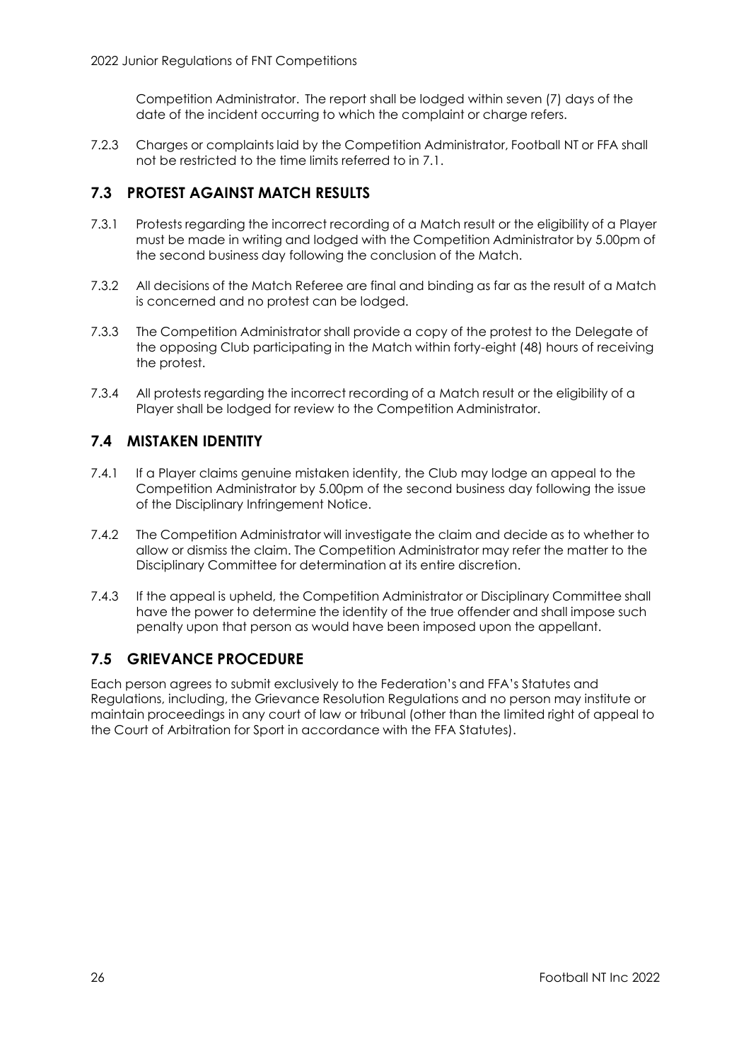Competition Administrator. The report shall be lodged within seven (7) days of the date of the incident occurring to which the complaint or charge refers.

7.2.3 Charges or complaints laid by the Competition Administrator, Football NT or FFA shall not be restricted to the time limits referred to in 7.1.

## 7.3 PROTEST AGAINST MATCH RESULTS

7.3.1 Protests regarding the incorrect recording of a Match result or the eligibility of a Player must be made in writing and lodged with the Competition Administrator by 5.00pm of the second business day following the conclusion of the Match.

7.3.2 All decisions of the Match Referee are final and binding as far as the result of a Match is concerned and no protest can be lodged.

7.3.3 The Competition Administrator shall provide a copy of the protest to the Delegate of the opposing Club participating in the Match within forty-eight (48) hours of receiving the protest.

7.3.4 All protests regarding the incorrect recording of a Match result or the eligibility of a Player shall be lodged for review to the Competition Administrator.

## 7.4 MISTAKEN IDENTITY

7.4.1 If a Player claims genuine mistaken identity, the Club may lodge an appeal to the Competition Administrator by 5.00pm of the second business day following the issue of the Disciplinary Infringement Notice.

7.4.2 The Competition Administrator will investigate the claim and decide as to whether to allow or dismiss the claim. The Competition Administrator may refer the matter to the Disciplinary Committee for determination at its entire discretion.

7.4.3 If the appeal is upheld, the Competition Administrator or Disciplinary Committee shall have the power to determine the identity of the true offender and shall impose such penalty upon that person as would have been imposed upon the appellant.

## 7.5 GRIEVANCE PROCEDURE

Each person agrees to submit exclusively to the Federation's and FFA's Statutes and Regulations, including, the Grievance Resolution Regulations and no person may institute or maintain proceedings in any court of law or tribunal (other than the limited right of appeal to the Court of Arbitration for Sport in accordance with the FFA Statutes).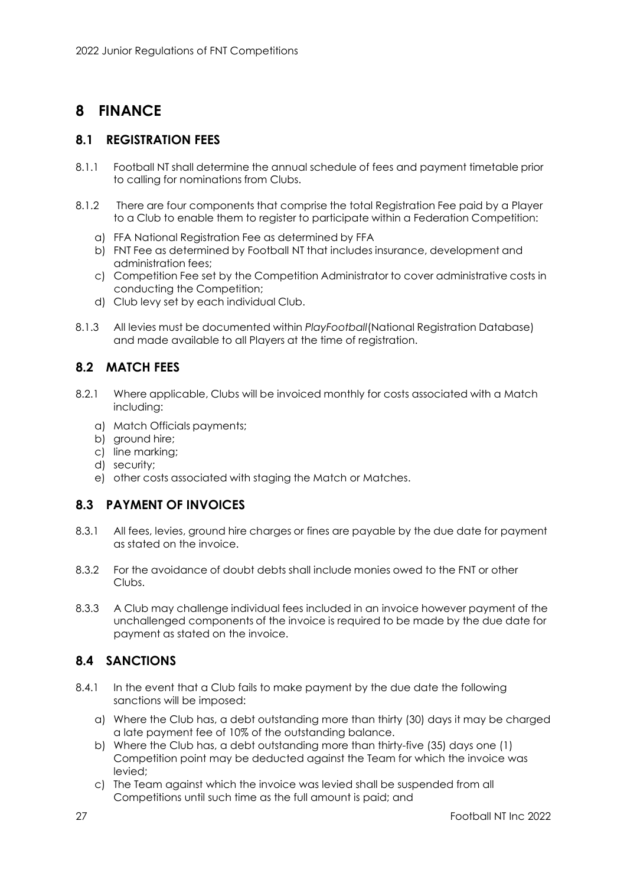# 8 FINANCE

## 8.1 REGISTRATION FEES

8.1.1 Football NT shall determine the annual schedule of fees and payment timetable prior to calling for nominations from Clubs.

8.1.2 There are four components that comprise the total Registration Fee paid by a Player to a Club to enable them to register to participate within a Federation Competition:

a) FFA National Registration Fee as determined by FFA
b) FNT Fee as determined by Football NT that includes insurance, development and administration fees;
c) Competition Fee set by the Competition Administrator to cover administrative costs in conducting the Competition;
d) Club levy set by each individual Club.

8.1.3 All levies must be documented within *PlayFootball*(National Registration Database) and made available to all Players at the time of registration.

## 8.2 MATCH FEES

8.2.1 Where applicable, Clubs will be invoiced monthly for costs associated with a Match including:

a) Match Officials payments;
b) ground hire;
c) line marking;
d) security;
e) other costs associated with staging the Match or Matches.

## 8.3 PAYMENT OF INVOICES

8.3.1 All fees, levies, ground hire charges or fines are payable by the due date for payment as stated on the invoice.

8.3.2 For the avoidance of doubt debts shall include monies owed to the FNT or other Clubs.

8.3.3 A Club may challenge individual fees included in an invoice however payment of the unchallenged components of the invoice is required to be made by the due date for payment as stated on the invoice.

## 8.4 SANCTIONS

8.4.1 In the event that a Club fails to make payment by the due date the following sanctions will be imposed:

a) Where the Club has, a debt outstanding more than thirty (30) days it may be charged a late payment fee of 10% of the outstanding balance.
b) Where the Club has, a debt outstanding more than thirty-five (35) days one (1) Competition point may be deducted against the Team for which the invoice was levied;
c) The Team against which the invoice was levied shall be suspended from all Competitions until such time as the full amount is paid; and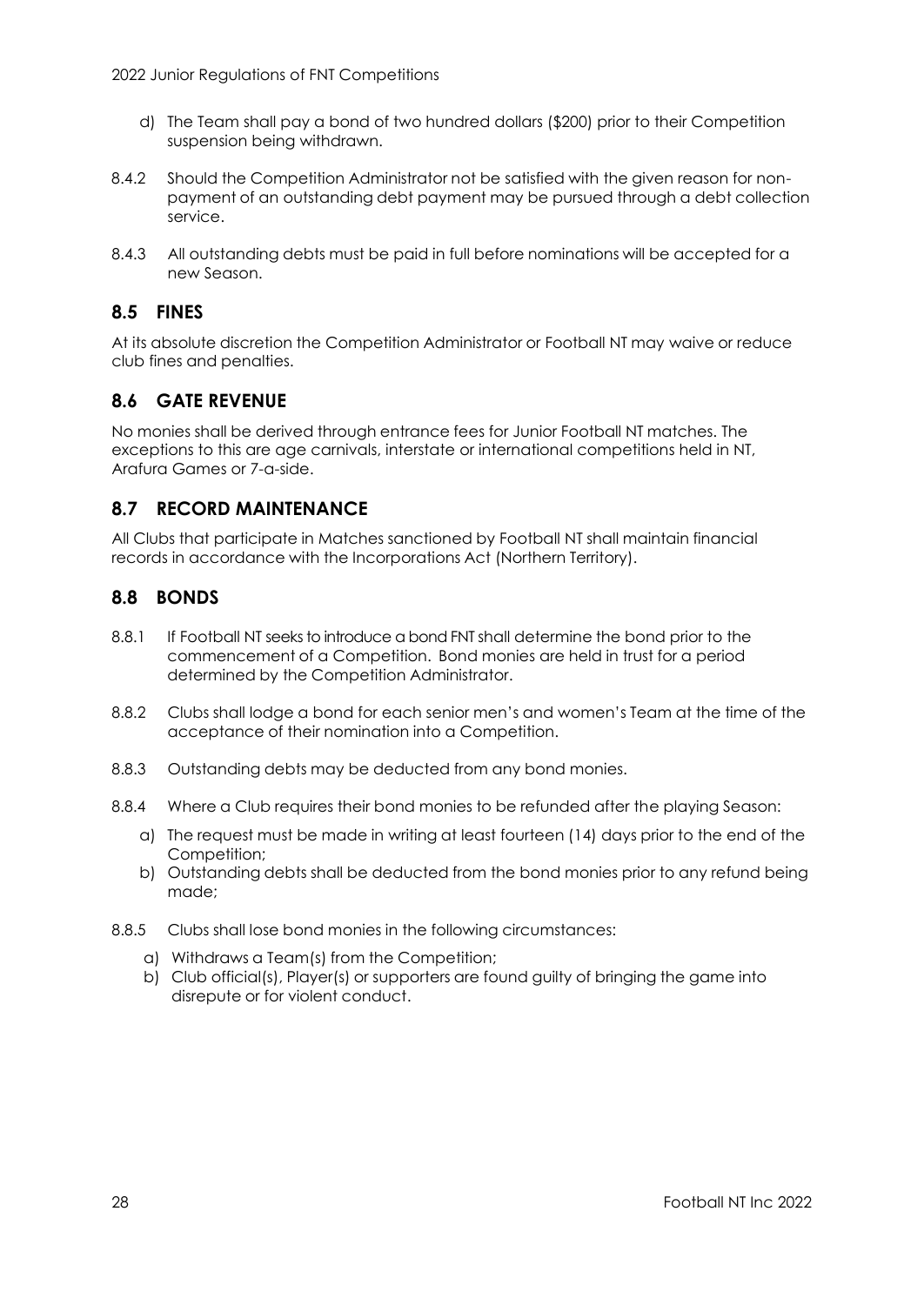d) The Team shall pay a bond of two hundred dollars ($200) prior to their Competition suspension being withdrawn.

8.4.2 Should the Competition Administrator not be satisfied with the given reason for non-payment of an outstanding debt payment may be pursued through a debt collection service.

8.4.3 All outstanding debts must be paid in full before nominations will be accepted for a new Season.

## 8.5 FINES

At its absolute discretion the Competition Administrator or Football NT may waive or reduce club fines and penalties.

## 8.6 GATE REVENUE

No monies shall be derived through entrance fees for Junior Football NT matches. The exceptions to this are age carnivals, interstate or international competitions held in NT, Arafura Games or 7-a-side.

## 8.7 RECORD MAINTENANCE

All Clubs that participate in Matches sanctioned by Football NT shall maintain financial records in accordance with the Incorporations Act (Northern Territory).

## 8.8 BONDS

8.8.1 If Football NT seeks to introduce a bond FNT shall determine the bond prior to the commencement of a Competition. Bond monies are held in trust for a period determined by the Competition Administrator.

8.8.2 Clubs shall lodge a bond for each senior men's and women's Team at the time of the acceptance of their nomination into a Competition.

8.8.3 Outstanding debts may be deducted from any bond monies.

8.8.4 Where a Club requires their bond monies to be refunded after the playing Season:

a) The request must be made in writing at least fourteen (14) days prior to the end of the Competition;
b) Outstanding debts shall be deducted from the bond monies prior to any refund being made;

8.8.5 Clubs shall lose bond monies in the following circumstances:

a) Withdraws a Team(s) from the Competition;
b) Club official(s), Player(s) or supporters are found guilty of bringing the game into disrepute or for violent conduct.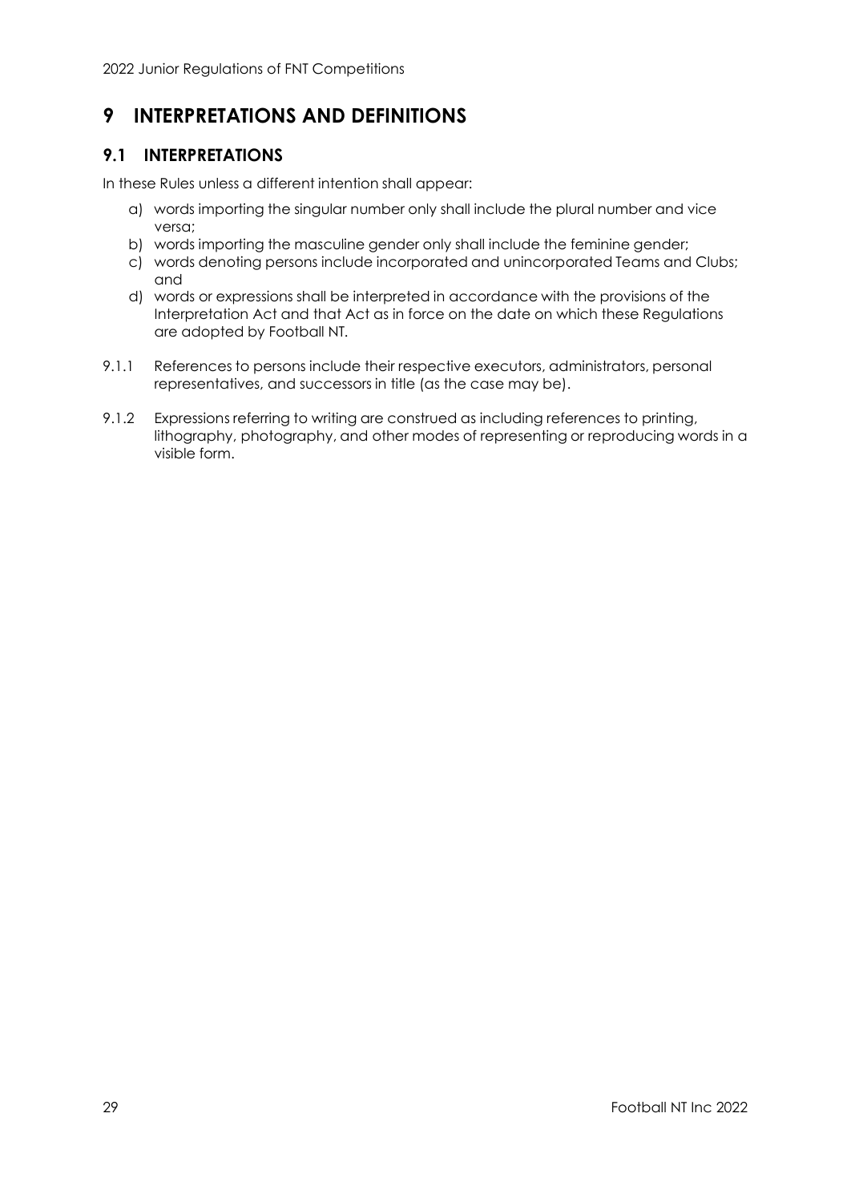# 9 INTERPRETATIONS AND DEFINITIONS

## 9.1 INTERPRETATIONS

In these Rules unless a different intention shall appear:

a) words importing the singular number only shall include the plural number and vice versa;
b) words importing the masculine gender only shall include the feminine gender;
c) words denoting persons include incorporated and unincorporated Teams and Clubs; and
d) words or expressions shall be interpreted in accordance with the provisions of the Interpretation Act and that Act as in force on the date on which these Regulations are adopted by Football NT.

9.1.1 References to persons include their respective executors, administrators, personal representatives, and successors in title (as the case may be).

9.1.2 Expressions referring to writing are construed as including references to printing, lithography, photography, and other modes of representing or reproducing words in a visible form.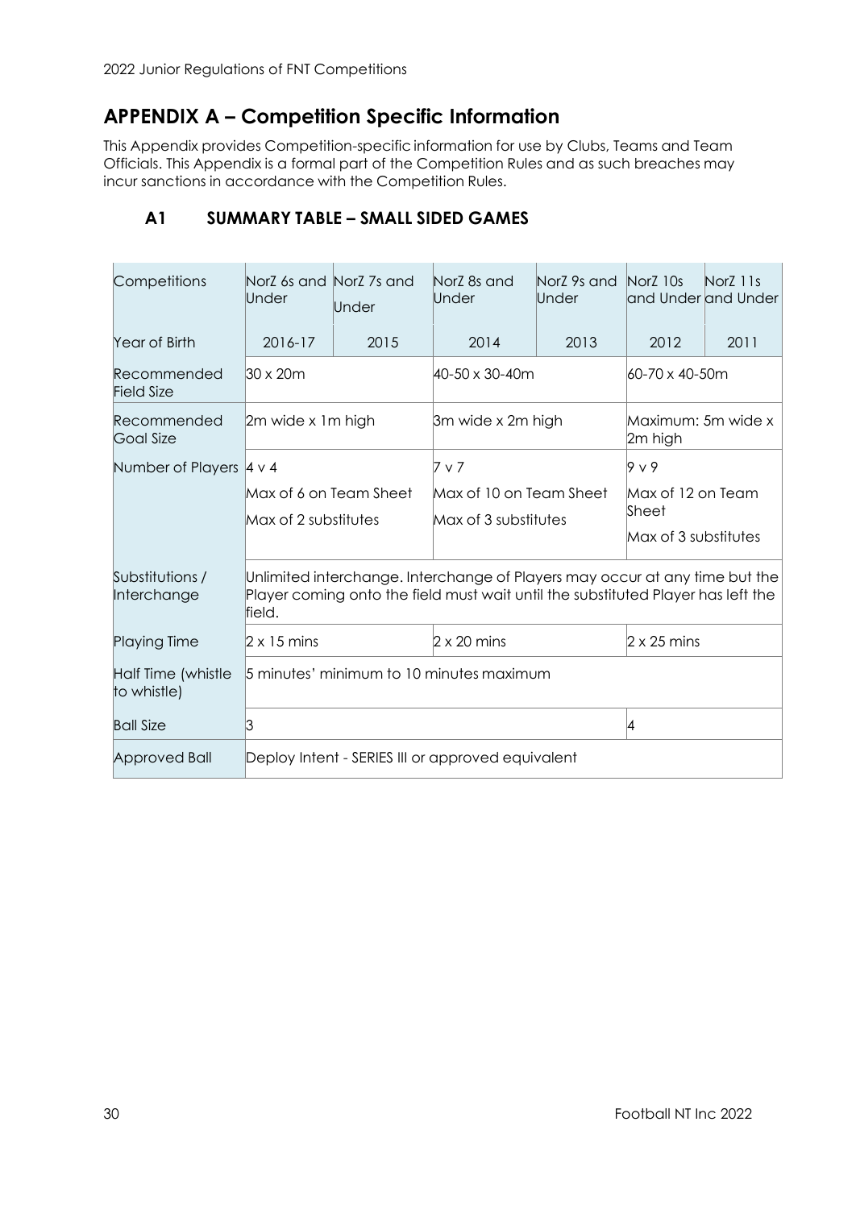## APPENDIX A – Competition Specific Information

This Appendix provides Competition-specific information for use by Clubs, Teams and Team Officials. This Appendix is a formal part of the Competition Rules and as such breaches may incur sanctions in accordance with the Competition Rules.

### A1 SUMMARY TABLE – SMALL SIDED GAMES

| Competitions | NorZ 6s and Under | NorZ 7s and Under | NorZ 8s and Under | NorZ 9s and Under | NorZ 10s and Under | NorZ 11s and Under |
|---|---|---|---|---|---|---|
| Year of Birth | 2016-17 | 2015 | 2014 | 2013 | 2012 | 2011 |
| Recommended Field Size | 30 x 20m | | 40-50 x 30-40m | | 60-70 x 40-50m | |
| Recommended Goal Size | 2m wide x 1m high | | 3m wide x 2m high | | Maximum: 5m wide x 2m high | |
| Number of Players | 4 v 4<br>Max of 6 on Team Sheet<br>Max of 2 substitutes | | 7 v 7<br>Max of 10 on Team Sheet<br>Max of 3 substitutes | | 9 v 9<br>Max of 12 on Team Sheet<br>Max of 3 substitutes | |
| Substitutions / Interchange | Unlimited interchange. Interchange of Players may occur at any time but the Player coming onto the field must wait until the substituted Player has left the field. | | | | | |
| Playing Time | 2 x 15 mins | | 2 x 20 mins | | 2 x 25 mins | |
| Half Time (whistle to whistle) | 5 minutes' minimum to 10 minutes maximum | | | | | |
| Ball Size | 3 | | | | 4 | |
| Approved Ball | Deploy Intent - SERIES III or approved equivalent | | | | | |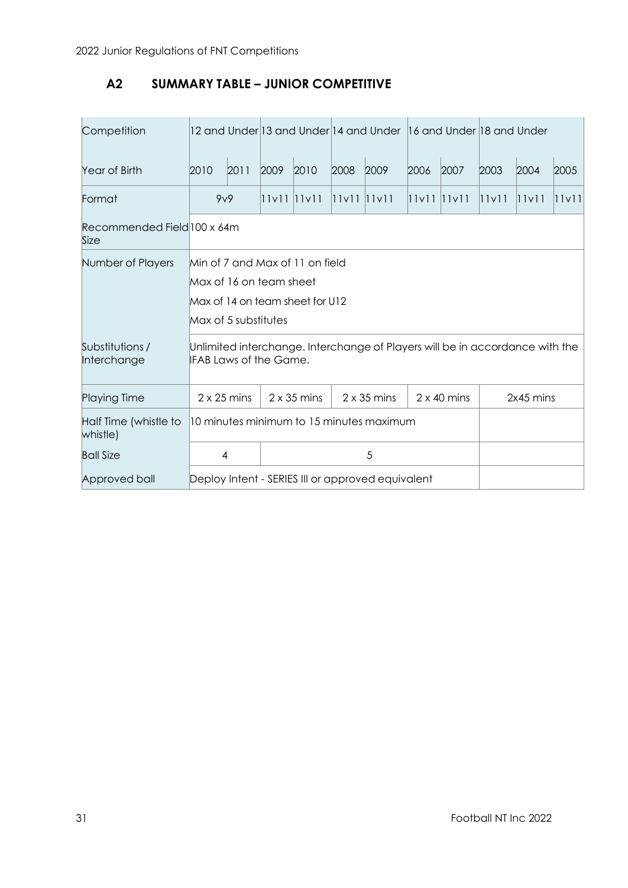## A2 SUMMARY TABLE – JUNIOR COMPETITIVE

| Competition | 12 and Under | | 13 and Under | | 14 and Under | | 16 and Under | | 18 and Under | | |
|---|---|---|---|---|---|---|---|---|---|---|---|
| Year of Birth | 2010 | 2011 | 2009 | 2010 | 2008 | 2009 | 2006 | 2007 | 2003 | 2004 | 2005 |
| Format | 9v9 | | 11v11 | 11v11 | 11v11 | 11v11 | 11v11 | 11v11 | 11v11 | 11v11 | 11v11 |
| Recommended Field Size | 100 x 64m | | | | | | | | | | |
| Number of Players | Min of 7 and Max of 11 on field<br>Max of 16 on team sheet<br>Max of 14 on team sheet for U12<br>Max of 5 substitutes | | | | | | | | | | |
| Substitutions / Interchange | Unlimited interchange. Interchange of Players will be in accordance with the IFAB Laws of the Game. | | | | | | | | | | |
| Playing Time | 2 x 25 mins | | 2 x 35 mins | | 2 x 35 mins | | 2 x 40 mins | | 2x45 mins | | |
| Half Time (whistle to whistle) | 10 minutes minimum to 15 minutes maximum | | | | | | | | | | |
| Ball Size | 4 | | 5 | | | | | | | | |
| Approved ball | Deploy Intent - SERIES III or approved equivalent | | | | | | | | | | |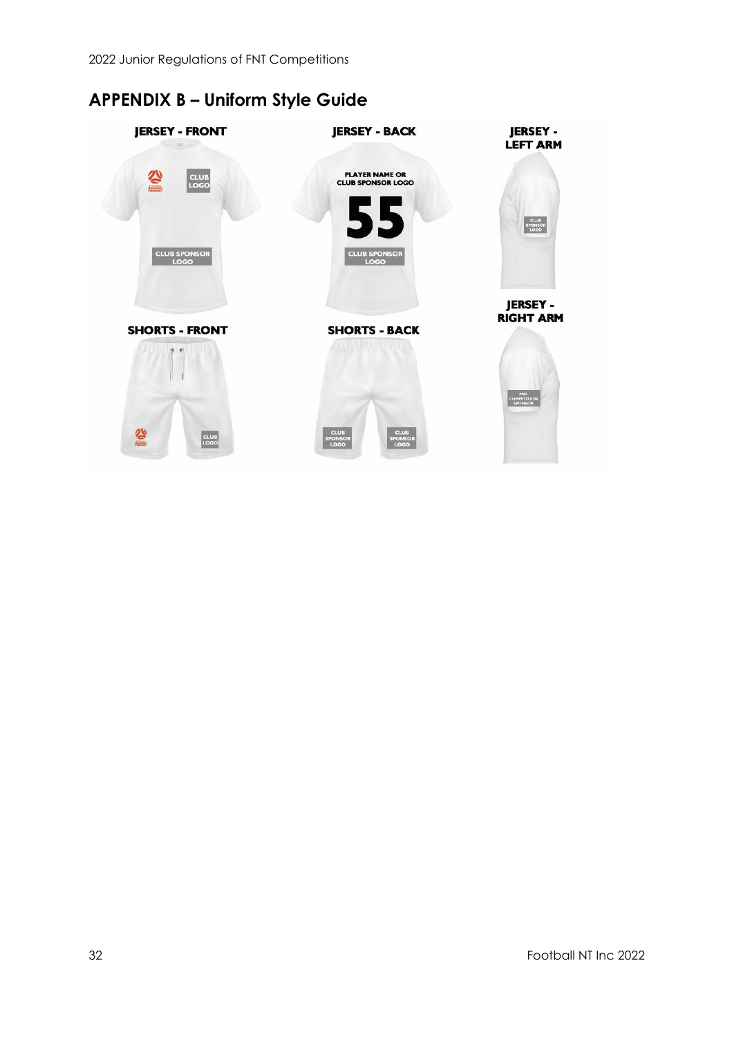## APPENDIX B – Uniform Style Guide

JERSEY - FRONT

CLUB LOGO

CLUB SPONSOR LOGO

JERSEY - BACK

PLAYER NAME OR CLUB SPONSOR LOGO

55

CLUB SPONSOR LOGO

JERSEY - LEFT ARM

CLUB SPONSOR LOGO

JERSEY - RIGHT ARM

FNT COMPETITION SPONSOR

SHORTS - FRONT

CLUB LOGO

SHORTS - BACK

CLUB SPONSOR LOGO

CLUB SPONSOR LOGO